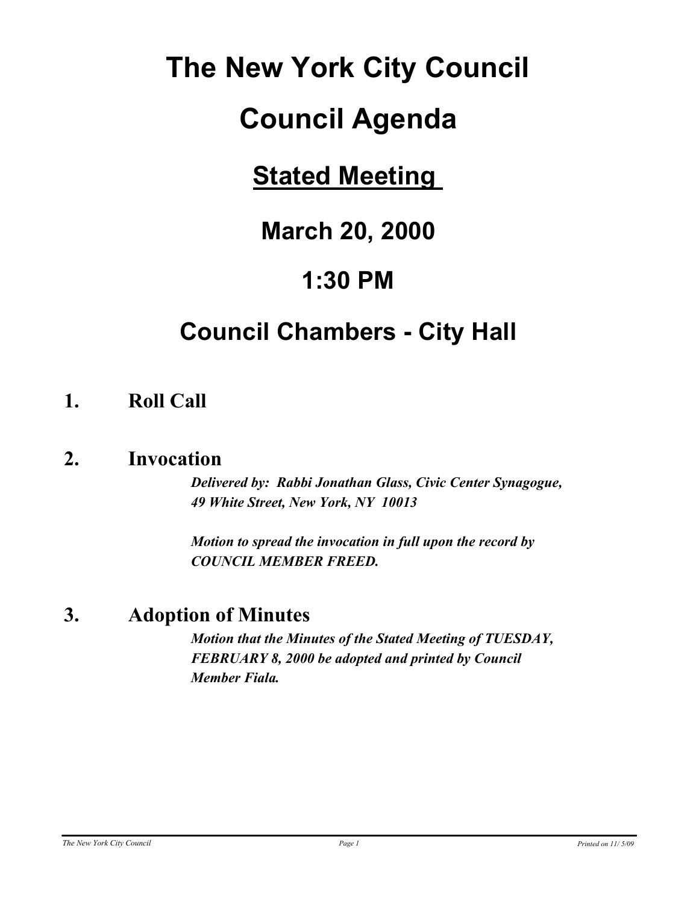# The New York City Council

# Council Agenda

## Stated Meeting

## March 20, 2000

## 1:30 PM

## Council Chambers - City Hall

### 1. Roll Call

### 2. Invocation

***Delivered by: Rabbi Jonathan Glass, Civic Center Synagogue, 49 White Street, New York, NY 10013***

***Motion to spread the invocation in full upon the record by COUNCIL MEMBER FREED.***

### 3. Adoption of Minutes

***Motion that the Minutes of the Stated Meeting of TUESDAY, FEBRUARY 8, 2000 be adopted and printed by Council Member Fiala.***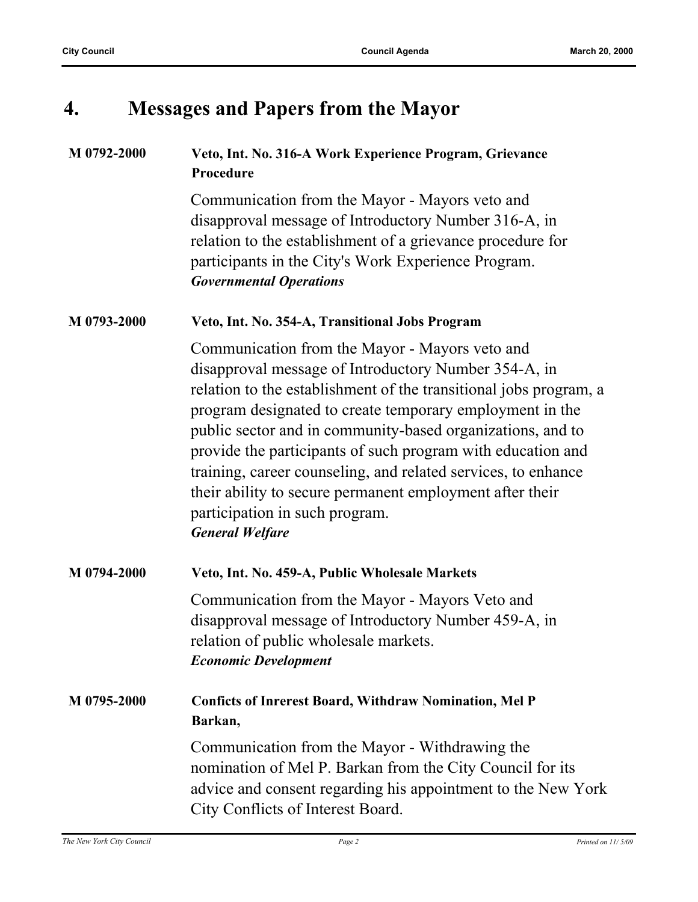# 4. Messages and Papers from the Mayor

**M 0792-2000** **Veto, Int. No. 316-A Work Experience Program, Grievance Procedure**

Communication from the Mayor - Mayors veto and disapproval message of Introductory Number 316-A, in relation to the establishment of a grievance procedure for participants in the City's Work Experience Program.
***Governmental Operations***

**M 0793-2000** **Veto, Int. No. 354-A, Transitional Jobs Program**

Communication from the Mayor - Mayors veto and disapproval message of Introductory Number 354-A, in relation to the establishment of the transitional jobs program, a program designated to create temporary employment in the public sector and in community-based organizations, and to provide the participants of such program with education and training, career counseling, and related services, to enhance their ability to secure permanent employment after their participation in such program.
***General Welfare***

**M 0794-2000** **Veto, Int. No. 459-A, Public Wholesale Markets**

Communication from the Mayor - Mayors Veto and disapproval message of Introductory Number 459-A, in relation of public wholesale markets.
***Economic Development***

**M 0795-2000** **Conficts of Inrerest Board, Withdraw Nomination, Mel P Barkan,**

Communication from the Mayor - Withdrawing the nomination of Mel P. Barkan from the City Council for its advice and consent regarding his appointment to the New York City Conflicts of Interest Board.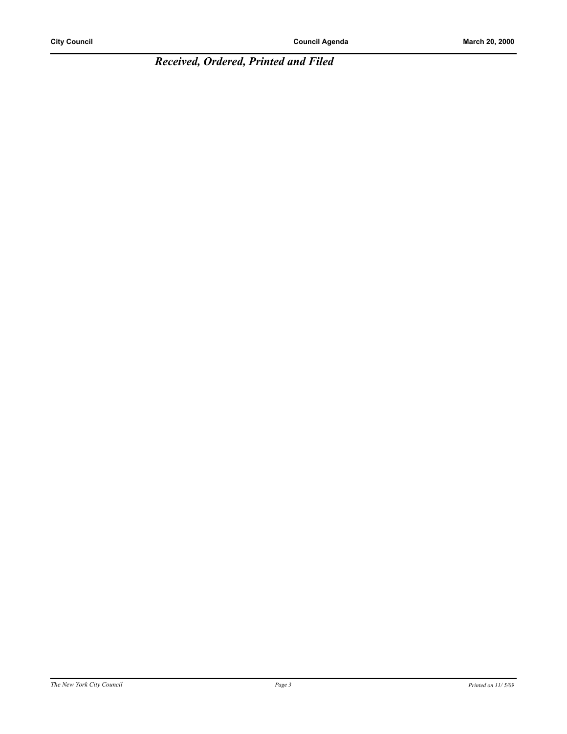***Received, Ordered, Printed and Filed***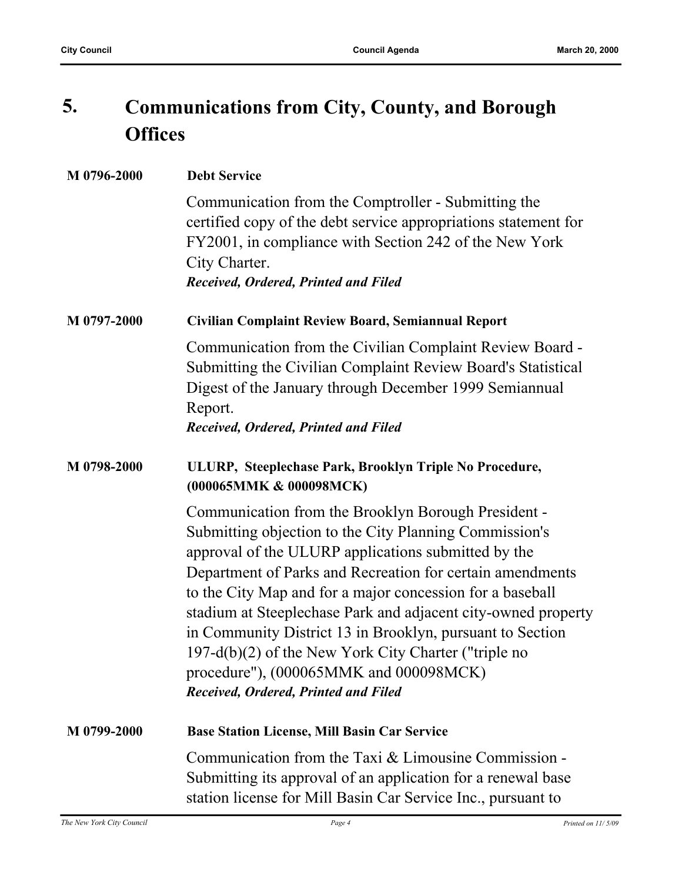# 5. Communications from City, County, and Borough Offices

**M 0796-2000** **Debt Service**

Communication from the Comptroller - Submitting the certified copy of the debt service appropriations statement for FY2001, in compliance with Section 242 of the New York City Charter.

***Received, Ordered, Printed and Filed***

**M 0797-2000** **Civilian Complaint Review Board, Semiannual Report**

Communication from the Civilian Complaint Review Board - Submitting the Civilian Complaint Review Board's Statistical Digest of the January through December 1999 Semiannual Report.

***Received, Ordered, Printed and Filed***

**M 0798-2000** **ULURP, Steeplechase Park, Brooklyn Triple No Procedure, (000065MMK & 000098MCK)**

Communication from the Brooklyn Borough President - Submitting objection to the City Planning Commission's approval of the ULURP applications submitted by the Department of Parks and Recreation for certain amendments to the City Map and for a major concession for a baseball stadium at Steeplechase Park and adjacent city-owned property in Community District 13 in Brooklyn, pursuant to Section 197-d(b)(2) of the New York City Charter ("triple no procedure"), (000065MMK and 000098MCK)

***Received, Ordered, Printed and Filed***

**M 0799-2000** **Base Station License, Mill Basin Car Service**

Communication from the Taxi & Limousine Commission - Submitting its approval of an application for a renewal base station license for Mill Basin Car Service Inc., pursuant to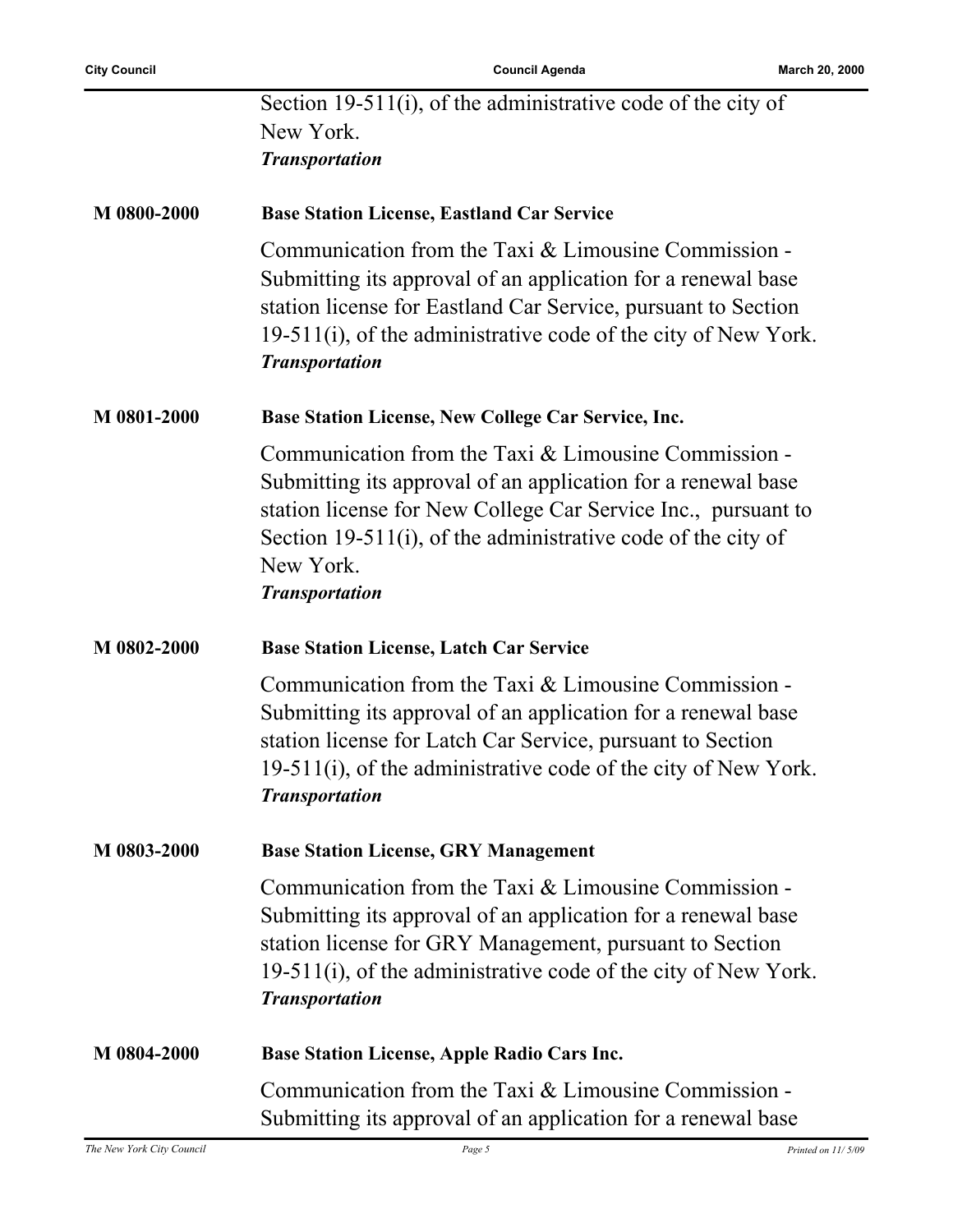Section 19-511(i), of the administrative code of the city of New York.
***Transportation***

**M 0800-2000** **Base Station License, Eastland Car Service**

Communication from the Taxi & Limousine Commission - Submitting its approval of an application for a renewal base station license for Eastland Car Service, pursuant to Section 19-511(i), of the administrative code of the city of New York.
***Transportation***

**M 0801-2000** **Base Station License, New College Car Service, Inc.**

Communication from the Taxi & Limousine Commission - Submitting its approval of an application for a renewal base station license for New College Car Service Inc., pursuant to Section 19-511(i), of the administrative code of the city of New York.
***Transportation***

**M 0802-2000** **Base Station License, Latch Car Service**

Communication from the Taxi & Limousine Commission - Submitting its approval of an application for a renewal base station license for Latch Car Service, pursuant to Section 19-511(i), of the administrative code of the city of New York.
***Transportation***

**M 0803-2000** **Base Station License, GRY Management**

Communication from the Taxi & Limousine Commission - Submitting its approval of an application for a renewal base station license for GRY Management, pursuant to Section 19-511(i), of the administrative code of the city of New York.
***Transportation***

**M 0804-2000** **Base Station License, Apple Radio Cars Inc.**

Communication from the Taxi & Limousine Commission - Submitting its approval of an application for a renewal base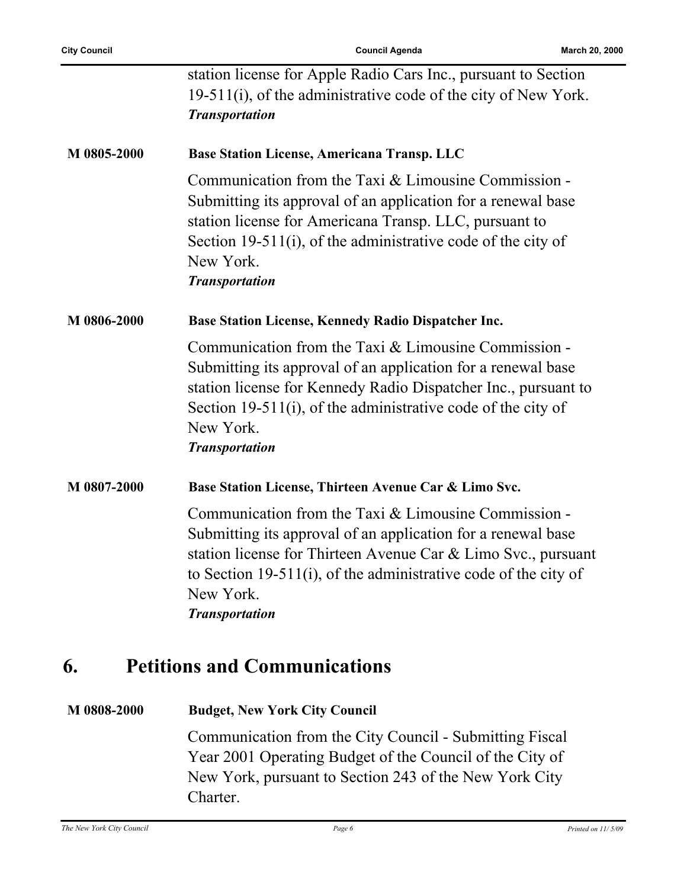station license for Apple Radio Cars Inc., pursuant to Section 19-511(i), of the administrative code of the city of New York.
***Transportation***

**M 0805-2000** **Base Station License, Americana Transp. LLC**

Communication from the Taxi & Limousine Commission - Submitting its approval of an application for a renewal base station license for Americana Transp. LLC, pursuant to Section 19-511(i), of the administrative code of the city of New York.
***Transportation***

**M 0806-2000** **Base Station License, Kennedy Radio Dispatcher Inc.**

Communication from the Taxi & Limousine Commission - Submitting its approval of an application for a renewal base station license for Kennedy Radio Dispatcher Inc., pursuant to Section 19-511(i), of the administrative code of the city of New York.
***Transportation***

**M 0807-2000** **Base Station License, Thirteen Avenue Car & Limo Svc.**

Communication from the Taxi & Limousine Commission - Submitting its approval of an application for a renewal base station license for Thirteen Avenue Car & Limo Svc., pursuant to Section 19-511(i), of the administrative code of the city of New York.
***Transportation***

## 6. Petitions and Communications

**M 0808-2000** **Budget, New York City Council**

Communication from the City Council - Submitting Fiscal Year 2001 Operating Budget of the Council of the City of New York, pursuant to Section 243 of the New York City Charter.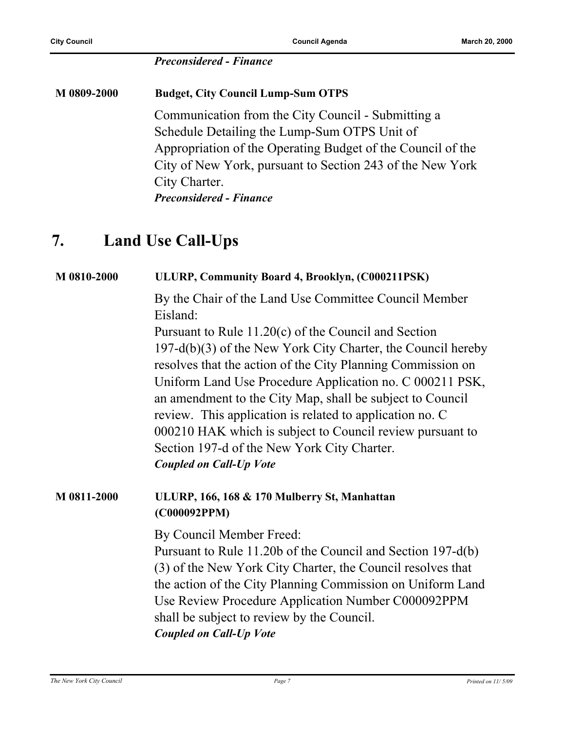*Preconsidered - Finance*

**M 0809-2000** **Budget, City Council Lump-Sum OTPS**

Communication from the City Council - Submitting a Schedule Detailing the Lump-Sum OTPS Unit of Appropriation of the Operating Budget of the Council of the City of New York, pursuant to Section 243 of the New York City Charter.
*Preconsidered - Finance*

# 7. Land Use Call-Ups

**M 0810-2000** **ULURP, Community Board 4, Brooklyn, (C000211PSK)**

By the Chair of the Land Use Committee Council Member Eisland:
Pursuant to Rule 11.20(c) of the Council and Section 197-d(b)(3) of the New York City Charter, the Council hereby resolves that the action of the City Planning Commission on Uniform Land Use Procedure Application no. C 000211 PSK, an amendment to the City Map, shall be subject to Council review. This application is related to application no. C 000210 HAK which is subject to Council review pursuant to Section 197-d of the New York City Charter.
*Coupled on Call-Up Vote*

**M 0811-2000** **ULURP, 166, 168 & 170 Mulberry St, Manhattan (C000092PPM)**

By Council Member Freed:
Pursuant to Rule 11.20b of the Council and Section 197-d(b)(3) of the New York City Charter, the Council resolves that the action of the City Planning Commission on Uniform Land Use Review Procedure Application Number C000092PPM shall be subject to review by the Council.
*Coupled on Call-Up Vote*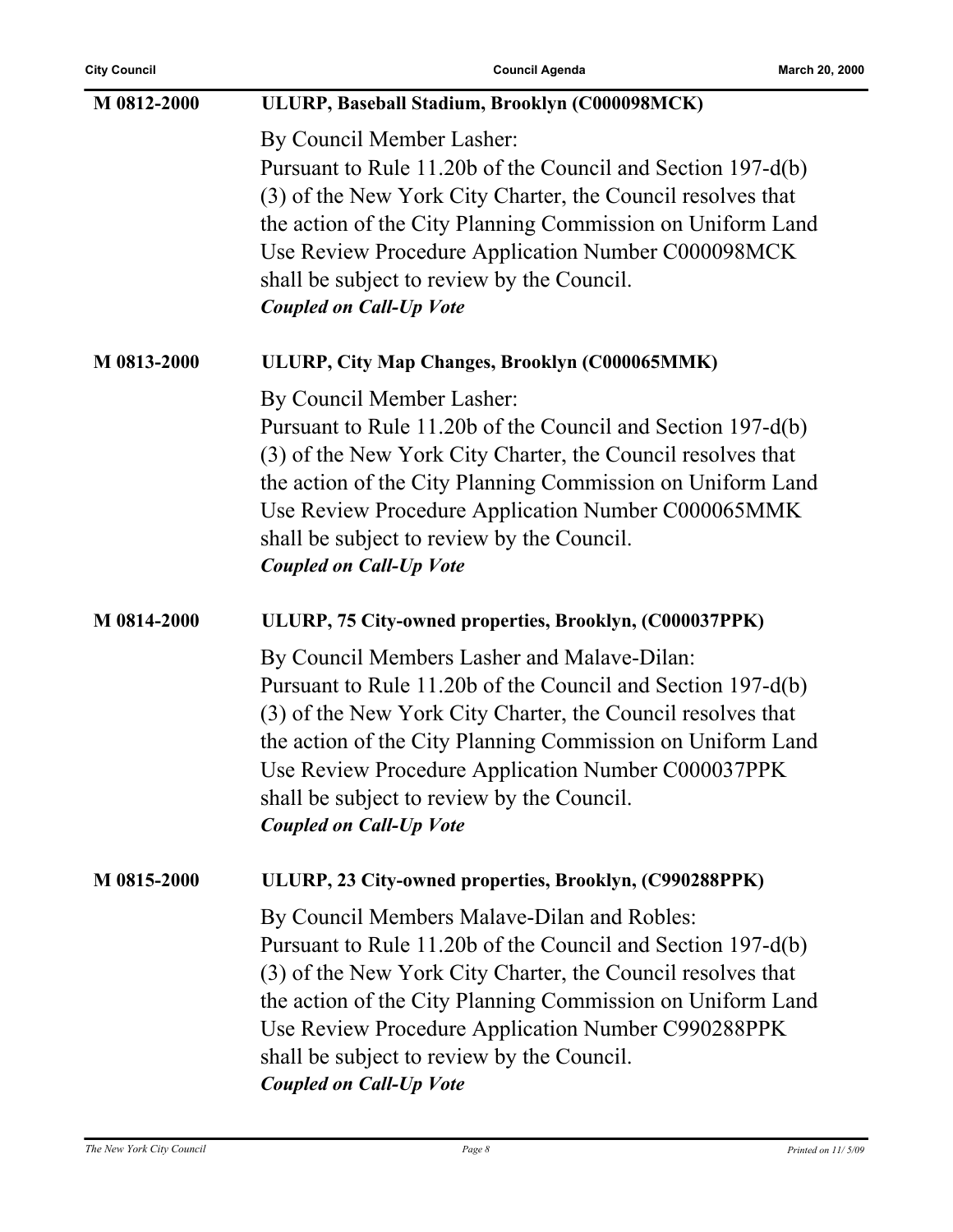**M 0812-2000** **ULURP, Baseball Stadium, Brooklyn (C000098MCK)**

By Council Member Lasher:
Pursuant to Rule 11.20b of the Council and Section 197-d(b)(3) of the New York City Charter, the Council resolves that the action of the City Planning Commission on Uniform Land Use Review Procedure Application Number C000098MCK shall be subject to review by the Council.
***Coupled on Call-Up Vote***

**M 0813-2000** **ULURP, City Map Changes, Brooklyn (C000065MMK)**

By Council Member Lasher:
Pursuant to Rule 11.20b of the Council and Section 197-d(b)(3) of the New York City Charter, the Council resolves that the action of the City Planning Commission on Uniform Land Use Review Procedure Application Number C000065MMK shall be subject to review by the Council.
***Coupled on Call-Up Vote***

**M 0814-2000** **ULURP, 75 City-owned properties, Brooklyn, (C000037PPK)**

By Council Members Lasher and Malave-Dilan:
Pursuant to Rule 11.20b of the Council and Section 197-d(b)(3) of the New York City Charter, the Council resolves that the action of the City Planning Commission on Uniform Land Use Review Procedure Application Number C000037PPK shall be subject to review by the Council.
***Coupled on Call-Up Vote***

**M 0815-2000** **ULURP, 23 City-owned properties, Brooklyn, (C990288PPK)**

By Council Members Malave-Dilan and Robles:
Pursuant to Rule 11.20b of the Council and Section 197-d(b)(3) of the New York City Charter, the Council resolves that the action of the City Planning Commission on Uniform Land Use Review Procedure Application Number C990288PPK shall be subject to review by the Council.
***Coupled on Call-Up Vote***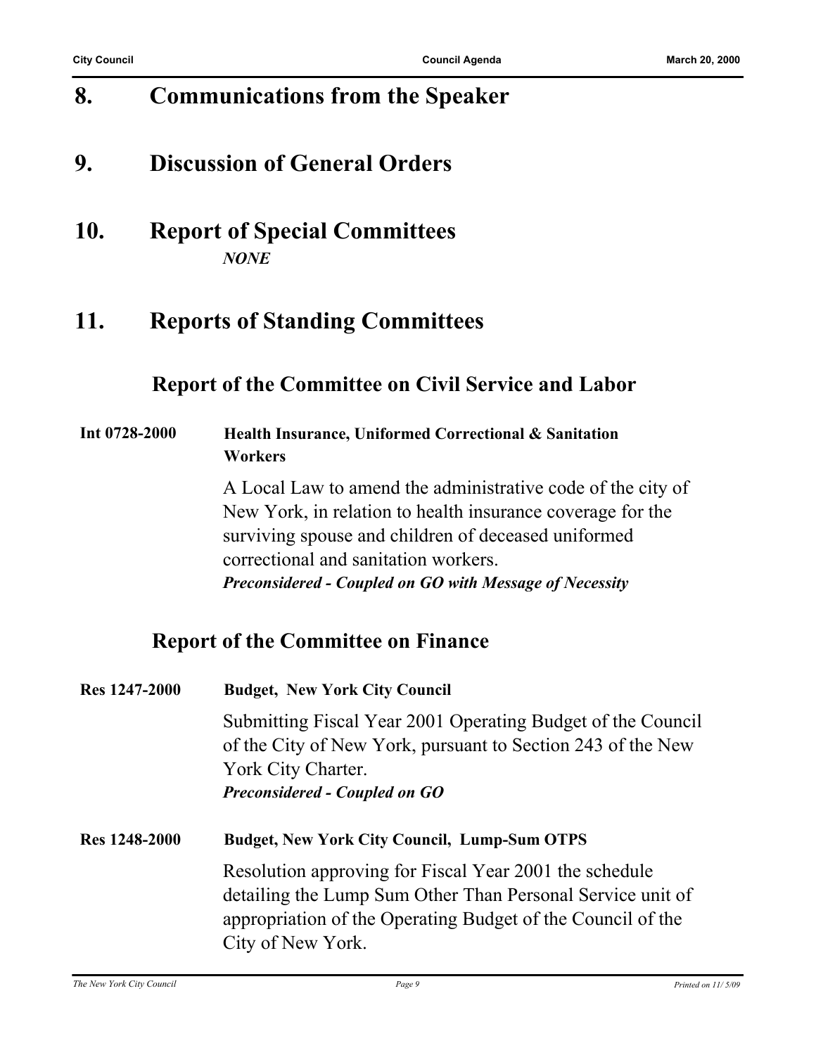## 8. Communications from the Speaker

## 9. Discussion of General Orders

## 10. Report of Special Committees

*NONE*

## 11. Reports of Standing Committees

### Report of the Committee on Civil Service and Labor

**Int 0728-2000** **Health Insurance, Uniformed Correctional & Sanitation Workers**

A Local Law to amend the administrative code of the city of New York, in relation to health insurance coverage for the surviving spouse and children of deceased uniformed correctional and sanitation workers.

***Preconsidered - Coupled on GO with Message of Necessity***

### Report of the Committee on Finance

**Res 1247-2000** **Budget, New York City Council**

Submitting Fiscal Year 2001 Operating Budget of the Council of the City of New York, pursuant to Section 243 of the New York City Charter.

***Preconsidered - Coupled on GO***

**Res 1248-2000** **Budget, New York City Council, Lump-Sum OTPS**

Resolution approving for Fiscal Year 2001 the schedule detailing the Lump Sum Other Than Personal Service unit of appropriation of the Operating Budget of the Council of the City of New York.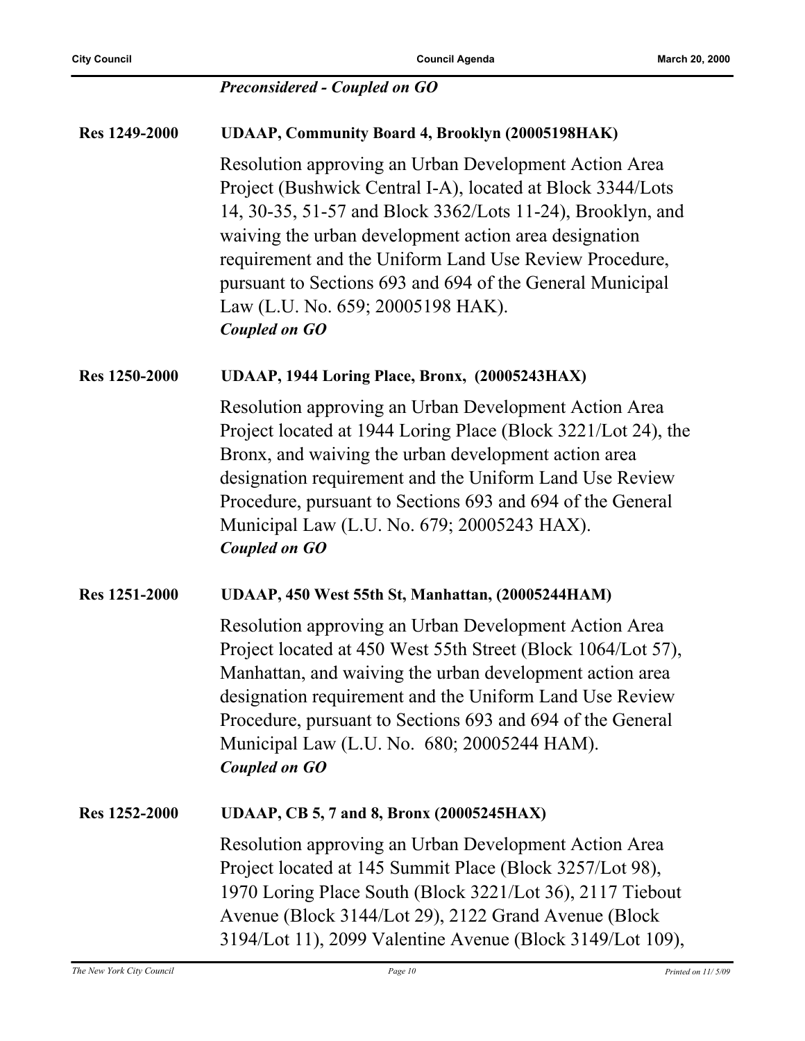***Preconsidered - Coupled on GO***

**Res 1249-2000** **UDAAP, Community Board 4, Brooklyn (20005198HAK)**

Resolution approving an Urban Development Action Area Project (Bushwick Central I-A), located at Block 3344/Lots 14, 30-35, 51-57 and Block 3362/Lots 11-24), Brooklyn, and waiving the urban development action area designation requirement and the Uniform Land Use Review Procedure, pursuant to Sections 693 and 694 of the General Municipal Law (L.U. No. 659; 20005198 HAK).
***Coupled on GO***

**Res 1250-2000** **UDAAP, 1944 Loring Place, Bronx, (20005243HAX)**

Resolution approving an Urban Development Action Area Project located at 1944 Loring Place (Block 3221/Lot 24), the Bronx, and waiving the urban development action area designation requirement and the Uniform Land Use Review Procedure, pursuant to Sections 693 and 694 of the General Municipal Law (L.U. No. 679; 20005243 HAX).
***Coupled on GO***

**Res 1251-2000** **UDAAP, 450 West 55th St, Manhattan, (20005244HAM)**

Resolution approving an Urban Development Action Area Project located at 450 West 55th Street (Block 1064/Lot 57), Manhattan, and waiving the urban development action area designation requirement and the Uniform Land Use Review Procedure, pursuant to Sections 693 and 694 of the General Municipal Law (L.U. No. 680; 20005244 HAM).
***Coupled on GO***

**Res 1252-2000** **UDAAP, CB 5, 7 and 8, Bronx (20005245HAX)**

Resolution approving an Urban Development Action Area Project located at 145 Summit Place (Block 3257/Lot 98), 1970 Loring Place South (Block 3221/Lot 36), 2117 Tiebout Avenue (Block 3144/Lot 29), 2122 Grand Avenue (Block 3194/Lot 11), 2099 Valentine Avenue (Block 3149/Lot 109),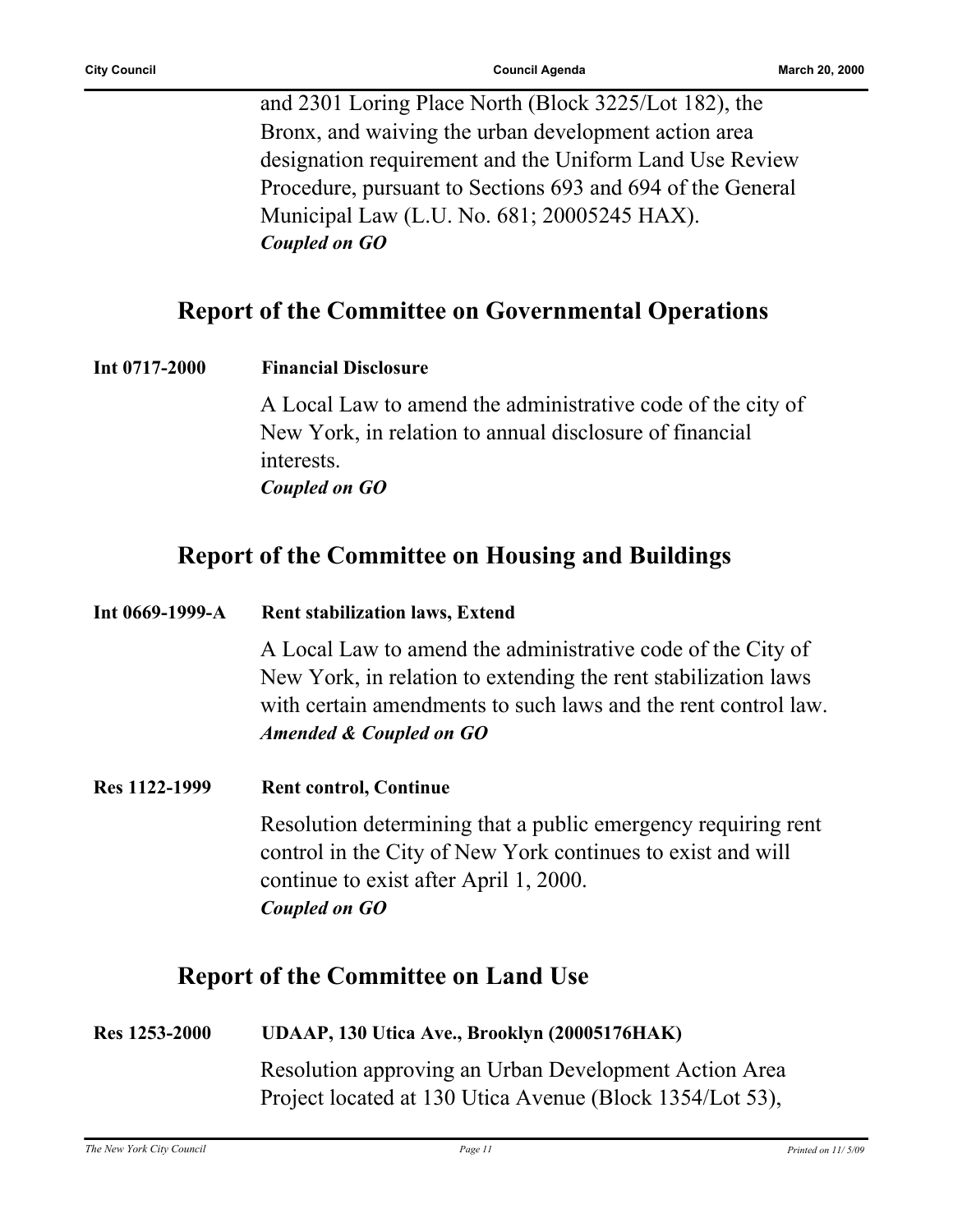and 2301 Loring Place North (Block 3225/Lot 182), the Bronx, and waiving the urban development action area designation requirement and the Uniform Land Use Review Procedure, pursuant to Sections 693 and 694 of the General Municipal Law (L.U. No. 681; 20005245 HAX).
***Coupled on GO***

## Report of the Committee on Governmental Operations

**Int 0717-2000** **Financial Disclosure**

A Local Law to amend the administrative code of the city of New York, in relation to annual disclosure of financial interests.
***Coupled on GO***

## Report of the Committee on Housing and Buildings

**Int 0669-1999-A** **Rent stabilization laws, Extend**

A Local Law to amend the administrative code of the City of New York, in relation to extending the rent stabilization laws with certain amendments to such laws and the rent control law.
***Amended & Coupled on GO***

**Res 1122-1999** **Rent control, Continue**

Resolution determining that a public emergency requiring rent control in the City of New York continues to exist and will continue to exist after April 1, 2000.
***Coupled on GO***

## Report of the Committee on Land Use

**Res 1253-2000** **UDAAP, 130 Utica Ave., Brooklyn (20005176HAK)**

Resolution approving an Urban Development Action Area Project located at 130 Utica Avenue (Block 1354/Lot 53),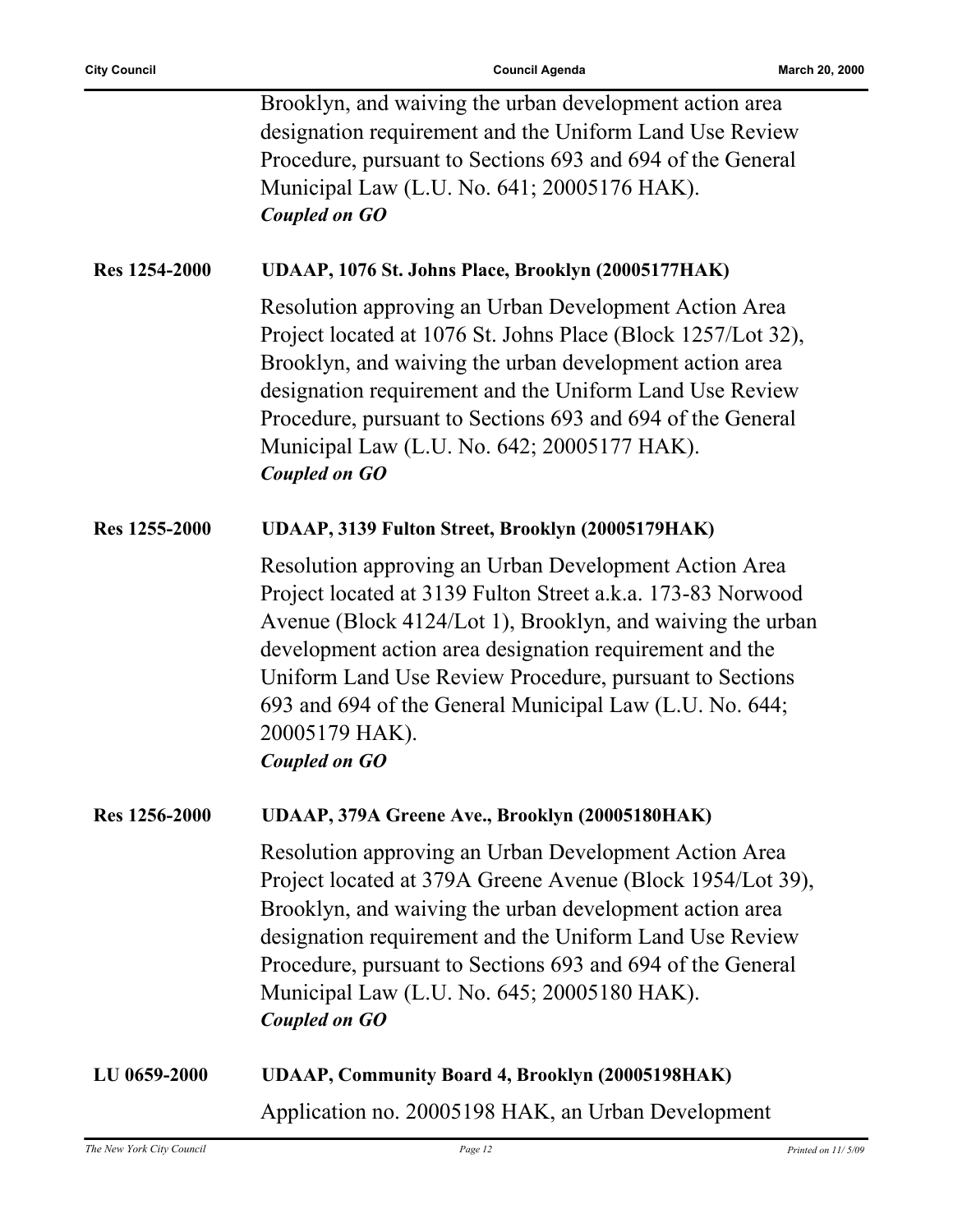Brooklyn, and waiving the urban development action area designation requirement and the Uniform Land Use Review Procedure, pursuant to Sections 693 and 694 of the General Municipal Law (L.U. No. 641; 20005176 HAK).
***Coupled on GO***

**Res 1254-2000** **UDAAP, 1076 St. Johns Place, Brooklyn (20005177HAK)**

Resolution approving an Urban Development Action Area Project located at 1076 St. Johns Place (Block 1257/Lot 32), Brooklyn, and waiving the urban development action area designation requirement and the Uniform Land Use Review Procedure, pursuant to Sections 693 and 694 of the General Municipal Law (L.U. No. 642; 20005177 HAK).
***Coupled on GO***

**Res 1255-2000** **UDAAP, 3139 Fulton Street, Brooklyn (20005179HAK)**

Resolution approving an Urban Development Action Area Project located at 3139 Fulton Street a.k.a. 173-83 Norwood Avenue (Block 4124/Lot 1), Brooklyn, and waiving the urban development action area designation requirement and the Uniform Land Use Review Procedure, pursuant to Sections 693 and 694 of the General Municipal Law (L.U. No. 644; 20005179 HAK).
***Coupled on GO***

**Res 1256-2000** **UDAAP, 379A Greene Ave., Brooklyn (20005180HAK)**

Resolution approving an Urban Development Action Area Project located at 379A Greene Avenue (Block 1954/Lot 39), Brooklyn, and waiving the urban development action area designation requirement and the Uniform Land Use Review Procedure, pursuant to Sections 693 and 694 of the General Municipal Law (L.U. No. 645; 20005180 HAK).
***Coupled on GO***

**LU 0659-2000** **UDAAP, Community Board 4, Brooklyn (20005198HAK)**

Application no. 20005198 HAK, an Urban Development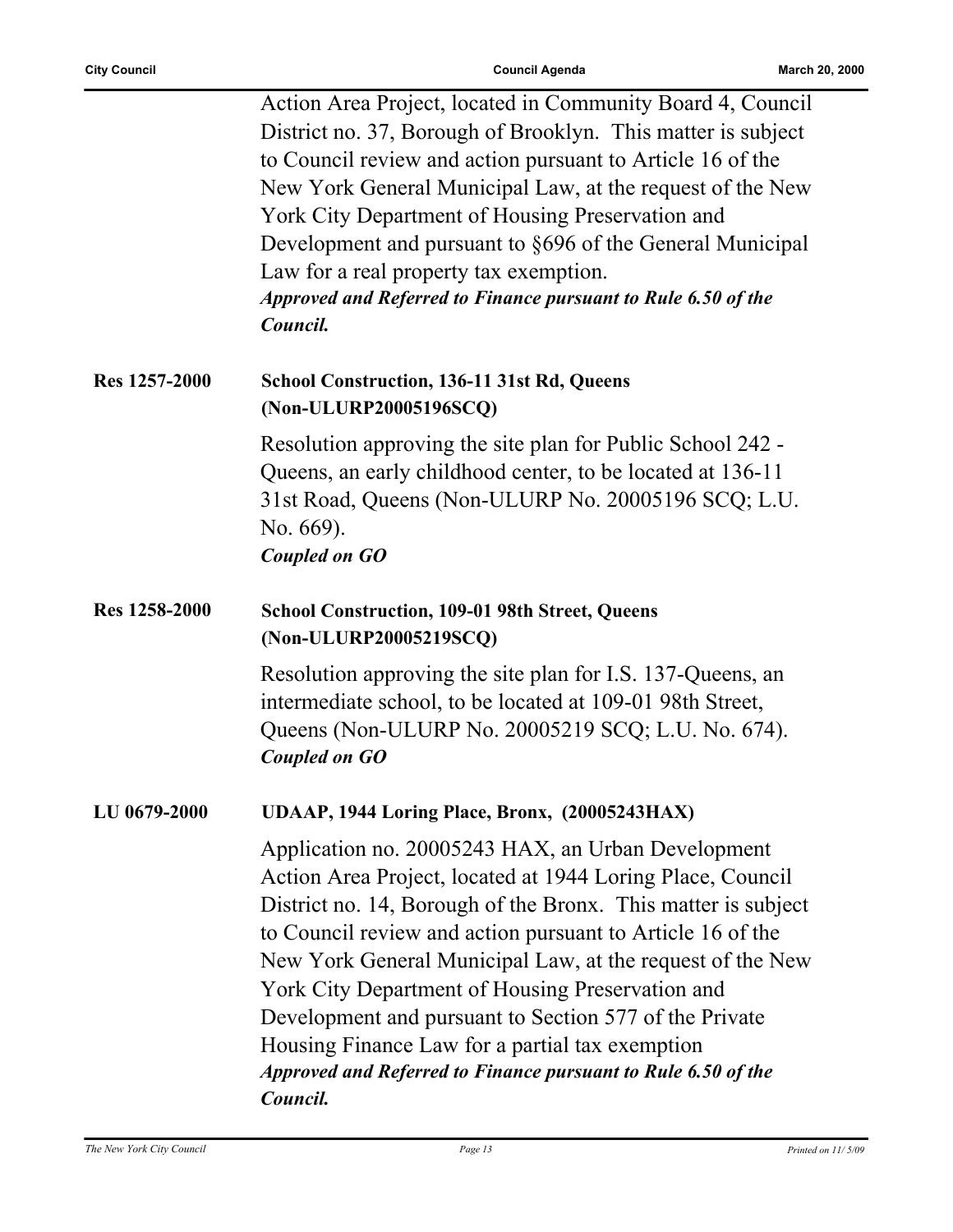Action Area Project, located in Community Board 4, Council District no. 37, Borough of Brooklyn. This matter is subject to Council review and action pursuant to Article 16 of the New York General Municipal Law, at the request of the New York City Department of Housing Preservation and Development and pursuant to §696 of the General Municipal Law for a real property tax exemption.
***Approved and Referred to Finance pursuant to Rule 6.50 of the Council.***

**Res 1257-2000** **School Construction, 136-11 31st Rd, Queens (Non-ULURP20005196SCQ)**

Resolution approving the site plan for Public School 242 - Queens, an early childhood center, to be located at 136-11 31st Road, Queens (Non-ULURP No. 20005196 SCQ; L.U. No. 669).
***Coupled on GO***

**Res 1258-2000** **School Construction, 109-01 98th Street, Queens (Non-ULURP20005219SCQ)**

Resolution approving the site plan for I.S. 137-Queens, an intermediate school, to be located at 109-01 98th Street, Queens (Non-ULURP No. 20005219 SCQ; L.U. No. 674).
***Coupled on GO***

**LU 0679-2000** **UDAAP, 1944 Loring Place, Bronx, (20005243HAX)**

Application no. 20005243 HAX, an Urban Development Action Area Project, located at 1944 Loring Place, Council District no. 14, Borough of the Bronx. This matter is subject to Council review and action pursuant to Article 16 of the New York General Municipal Law, at the request of the New York City Department of Housing Preservation and Development and pursuant to Section 577 of the Private Housing Finance Law for a partial tax exemption
***Approved and Referred to Finance pursuant to Rule 6.50 of the Council.***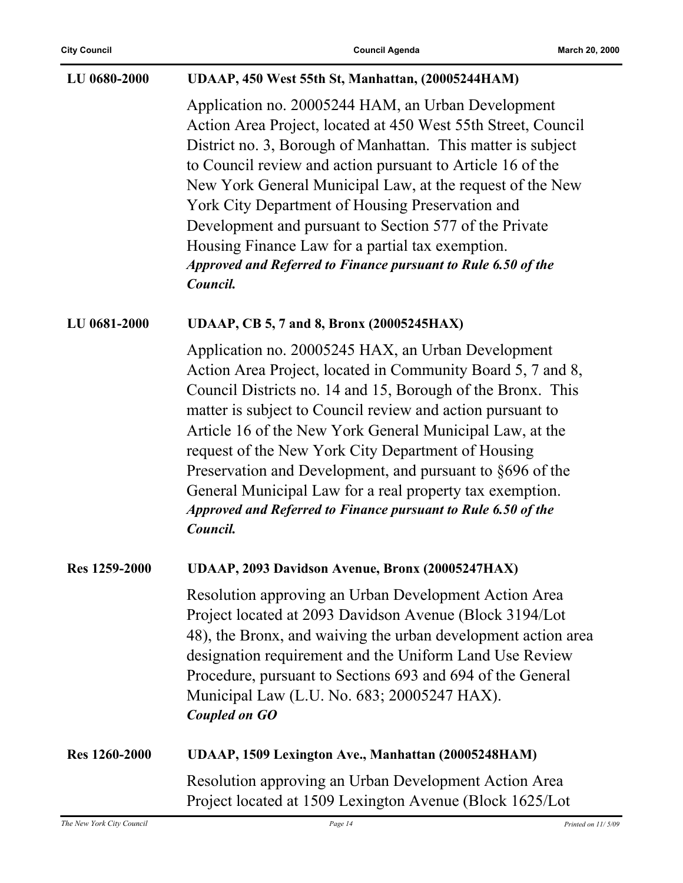**LU 0680-2000** **UDAAP, 450 West 55th St, Manhattan, (20005244HAM)**

Application no. 20005244 HAM, an Urban Development Action Area Project, located at 450 West 55th Street, Council District no. 3, Borough of Manhattan. This matter is subject to Council review and action pursuant to Article 16 of the New York General Municipal Law, at the request of the New York City Department of Housing Preservation and Development and pursuant to Section 577 of the Private Housing Finance Law for a partial tax exemption.

***Approved and Referred to Finance pursuant to Rule 6.50 of the Council.***

**LU 0681-2000** **UDAAP, CB 5, 7 and 8, Bronx (20005245HAX)**

Application no. 20005245 HAX, an Urban Development Action Area Project, located in Community Board 5, 7 and 8, Council Districts no. 14 and 15, Borough of the Bronx. This matter is subject to Council review and action pursuant to Article 16 of the New York General Municipal Law, at the request of the New York City Department of Housing Preservation and Development, and pursuant to §696 of the General Municipal Law for a real property tax exemption.

***Approved and Referred to Finance pursuant to Rule 6.50 of the Council.***

**Res 1259-2000** **UDAAP, 2093 Davidson Avenue, Bronx (20005247HAX)**

Resolution approving an Urban Development Action Area Project located at 2093 Davidson Avenue (Block 3194/Lot 48), the Bronx, and waiving the urban development action area designation requirement and the Uniform Land Use Review Procedure, pursuant to Sections 693 and 694 of the General Municipal Law (L.U. No. 683; 20005247 HAX).

***Coupled on GO***

**Res 1260-2000** **UDAAP, 1509 Lexington Ave., Manhattan (20005248HAM)**

Resolution approving an Urban Development Action Area Project located at 1509 Lexington Avenue (Block 1625/Lot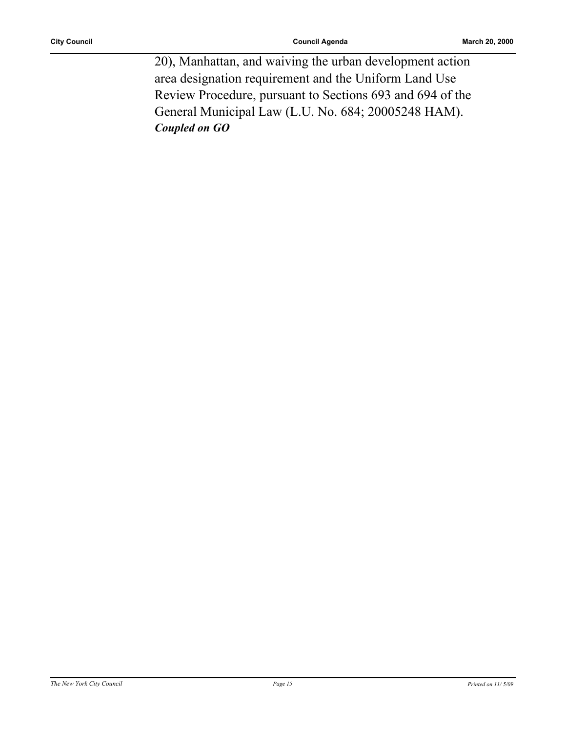20), Manhattan, and waiving the urban development action area designation requirement and the Uniform Land Use Review Procedure, pursuant to Sections 693 and 694 of the General Municipal Law (L.U. No. 684; 20005248 HAM).
***Coupled on GO***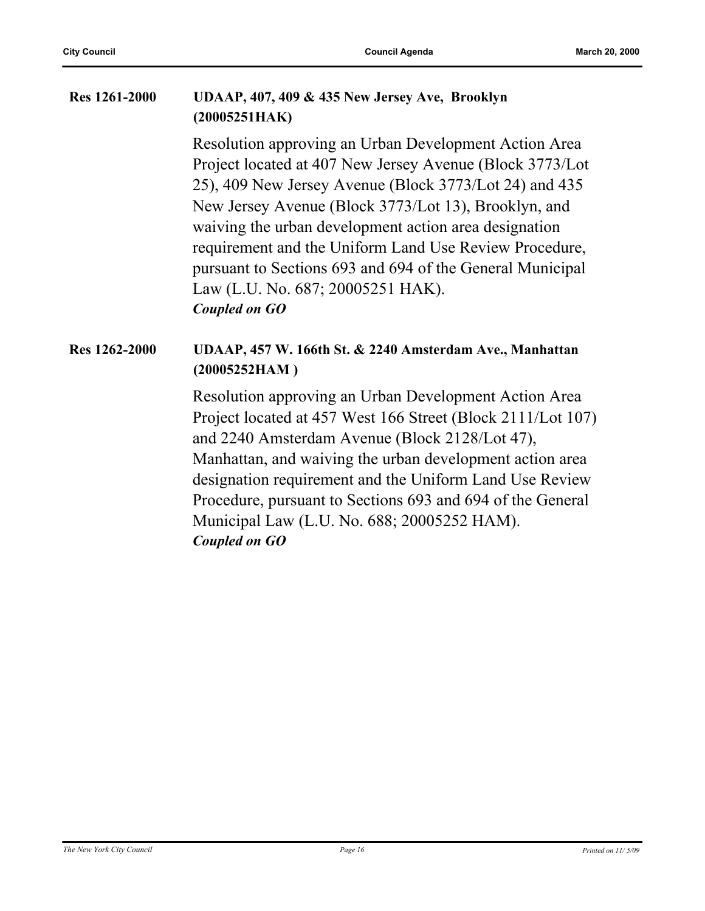**Res 1261-2000** **UDAAP, 407, 409 & 435 New Jersey Ave, Brooklyn (20005251HAK)**

Resolution approving an Urban Development Action Area Project located at 407 New Jersey Avenue (Block 3773/Lot 25), 409 New Jersey Avenue (Block 3773/Lot 24) and 435 New Jersey Avenue (Block 3773/Lot 13), Brooklyn, and waiving the urban development action area designation requirement and the Uniform Land Use Review Procedure, pursuant to Sections 693 and 694 of the General Municipal Law (L.U. No. 687; 20005251 HAK).

***Coupled on GO***

**Res 1262-2000** **UDAAP, 457 W. 166th St. & 2240 Amsterdam Ave., Manhattan (20005252HAM )**

Resolution approving an Urban Development Action Area Project located at 457 West 166 Street (Block 2111/Lot 107) and 2240 Amsterdam Avenue (Block 2128/Lot 47), Manhattan, and waiving the urban development action area designation requirement and the Uniform Land Use Review Procedure, pursuant to Sections 693 and 694 of the General Municipal Law (L.U. No. 688; 20005252 HAM).

***Coupled on GO***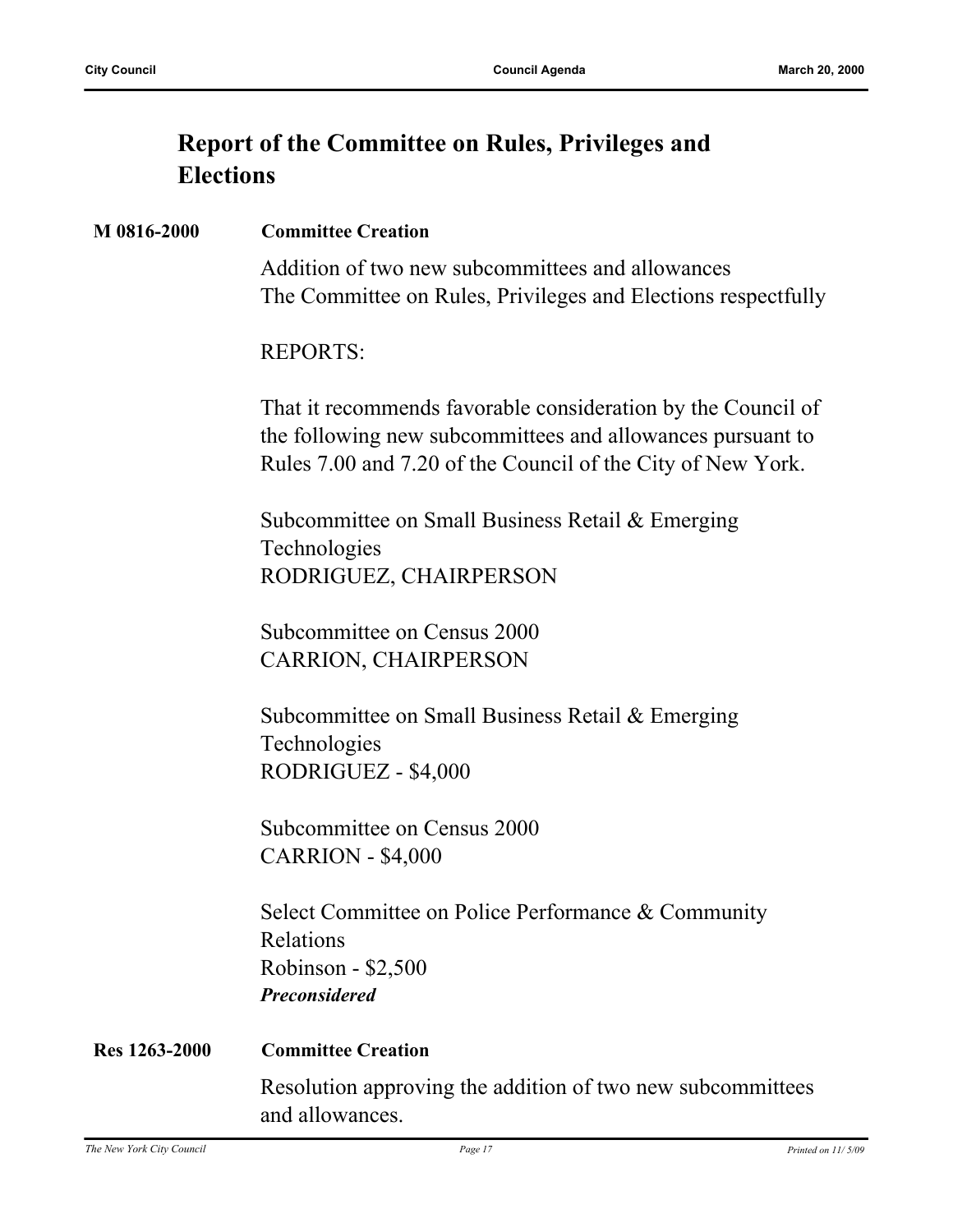## Report of the Committee on Rules, Privileges and Elections

**M 0816-2000** **Committee Creation**

Addition of two new subcommittees and allowances
The Committee on Rules, Privileges and Elections respectfully

REPORTS:

That it recommends favorable consideration by the Council of the following new subcommittees and allowances pursuant to Rules 7.00 and 7.20 of the Council of the City of New York.

Subcommittee on Small Business Retail & Emerging Technologies
RODRIGUEZ, CHAIRPERSON

Subcommittee on Census 2000
CARRION, CHAIRPERSON

Subcommittee on Small Business Retail & Emerging Technologies
RODRIGUEZ - $4,000

Subcommittee on Census 2000
CARRION - $4,000

Select Committee on Police Performance & Community Relations
Robinson - $2,500
***Preconsidered***

**Res 1263-2000** **Committee Creation**

Resolution approving the addition of two new subcommittees and allowances.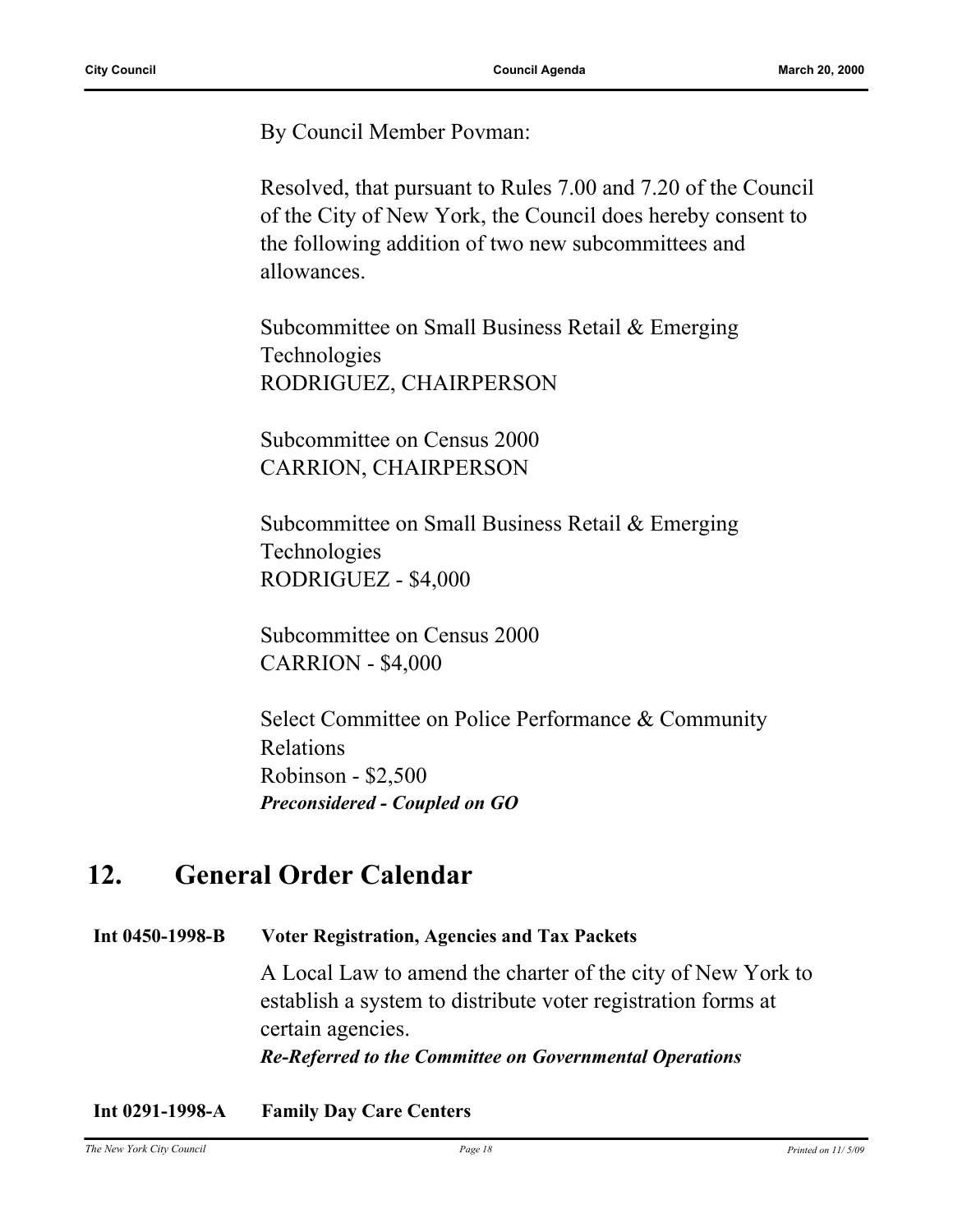By Council Member Povman:

Resolved, that pursuant to Rules 7.00 and 7.20 of the Council of the City of New York, the Council does hereby consent to the following addition of two new subcommittees and allowances.

Subcommittee on Small Business Retail & Emerging Technologies
RODRIGUEZ, CHAIRPERSON

Subcommittee on Census 2000
CARRION, CHAIRPERSON

Subcommittee on Small Business Retail & Emerging Technologies
RODRIGUEZ - $4,000

Subcommittee on Census 2000
CARRION - $4,000

Select Committee on Police Performance & Community Relations
Robinson - $2,500
***Preconsidered - Coupled on GO***

## 12. General Order Calendar

**Int 0450-1998-B** **Voter Registration, Agencies and Tax Packets**

A Local Law to amend the charter of the city of New York to establish a system to distribute voter registration forms at certain agencies.
***Re-Referred to the Committee on Governmental Operations***

**Int 0291-1998-A** **Family Day Care Centers**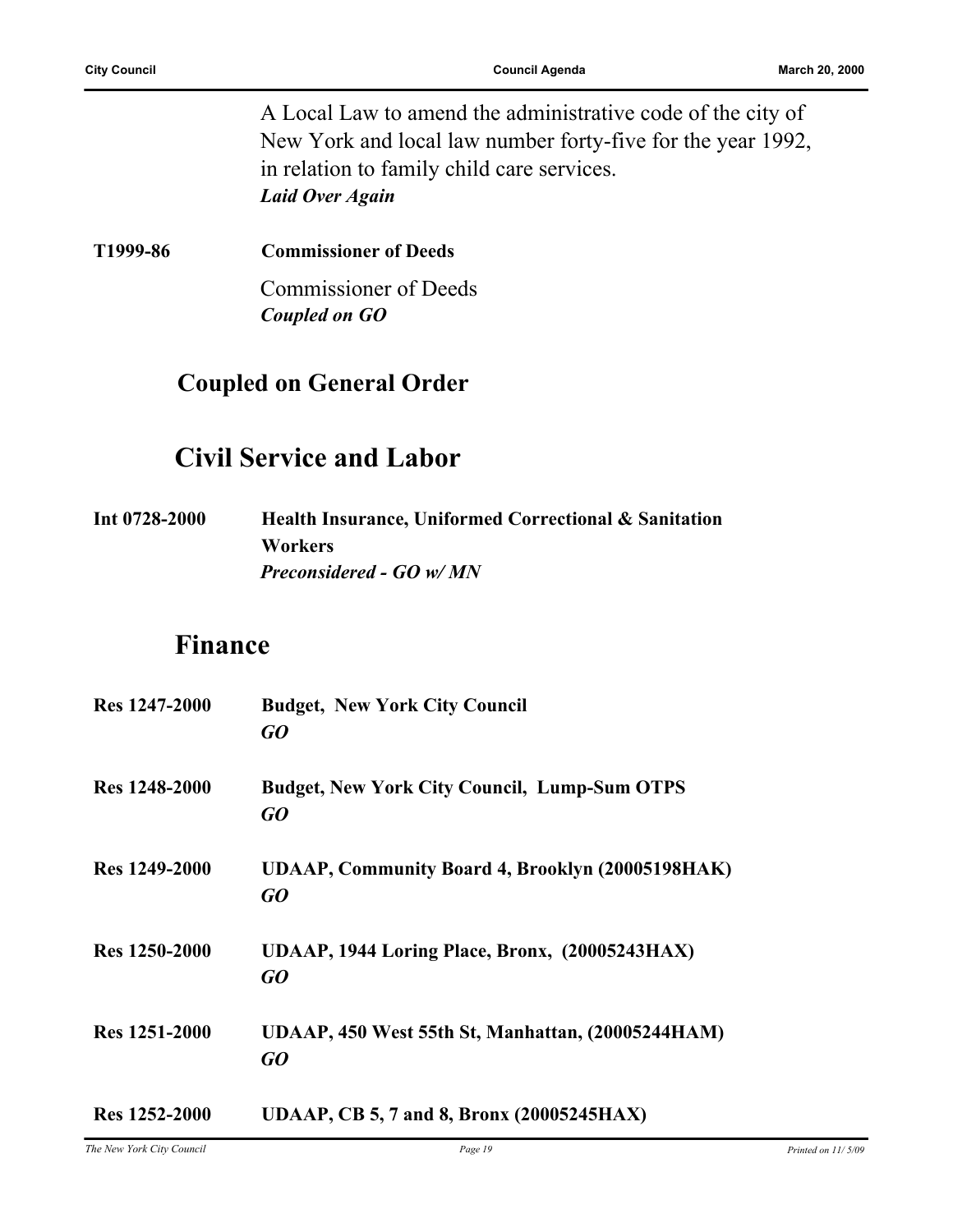A Local Law to amend the administrative code of the city of New York and local law number forty-five for the year 1992, in relation to family child care services.
***Laid Over Again***

**T1999-86** **Commissioner of Deeds**

Commissioner of Deeds
***Coupled on GO***

## Coupled on General Order

## Civil Service and Labor

**Int 0728-2000** **Health Insurance, Uniformed Correctional & Sanitation Workers**
***Preconsidered - GO w/ MN***

## Finance

**Res 1247-2000** **Budget, New York City Council**
***GO***

**Res 1248-2000** **Budget, New York City Council, Lump-Sum OTPS**
***GO***

**Res 1249-2000** **UDAAP, Community Board 4, Brooklyn (20005198HAK)**
***GO***

**Res 1250-2000** **UDAAP, 1944 Loring Place, Bronx, (20005243HAX)**
***GO***

**Res 1251-2000** **UDAAP, 450 West 55th St, Manhattan, (20005244HAM)**
***GO***

**Res 1252-2000** **UDAAP, CB 5, 7 and 8, Bronx (20005245HAX)**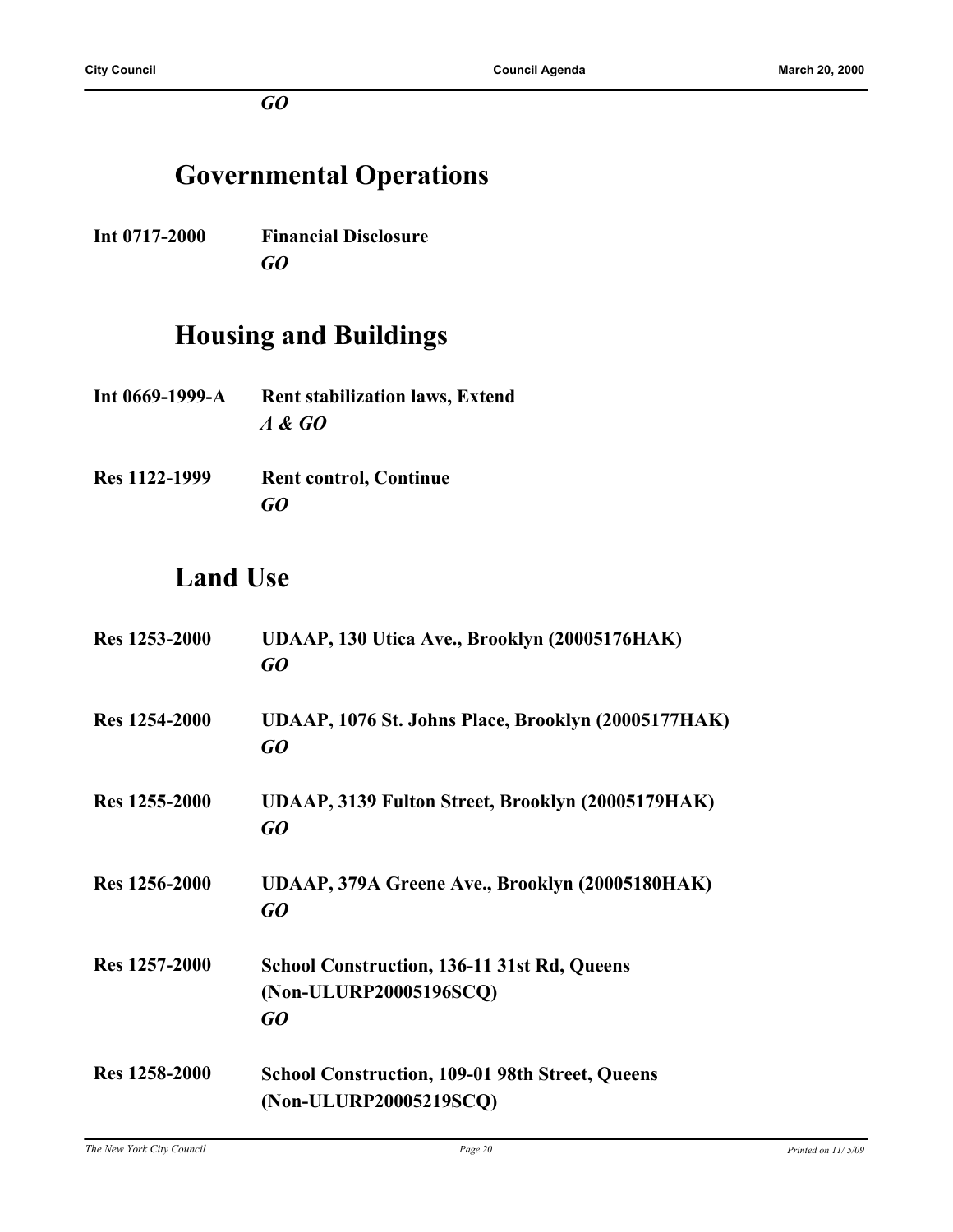*GO*

## Governmental Operations

**Int 0717-2000** **Financial Disclosure**
*GO*

## Housing and Buildings

**Int 0669-1999-A** **Rent stabilization laws, Extend**
*A & GO*

**Res 1122-1999** **Rent control, Continue**
*GO*

## Land Use

**Res 1253-2000** **UDAAP, 130 Utica Ave., Brooklyn (20005176HAK)**
*GO*

**Res 1254-2000** **UDAAP, 1076 St. Johns Place, Brooklyn (20005177HAK)**
*GO*

**Res 1255-2000** **UDAAP, 3139 Fulton Street, Brooklyn (20005179HAK)**
*GO*

**Res 1256-2000** **UDAAP, 379A Greene Ave., Brooklyn (20005180HAK)**
*GO*

**Res 1257-2000** **School Construction, 136-11 31st Rd, Queens (Non-ULURP20005196SCQ)**
*GO*

**Res 1258-2000** **School Construction, 109-01 98th Street, Queens (Non-ULURP20005219SCQ)**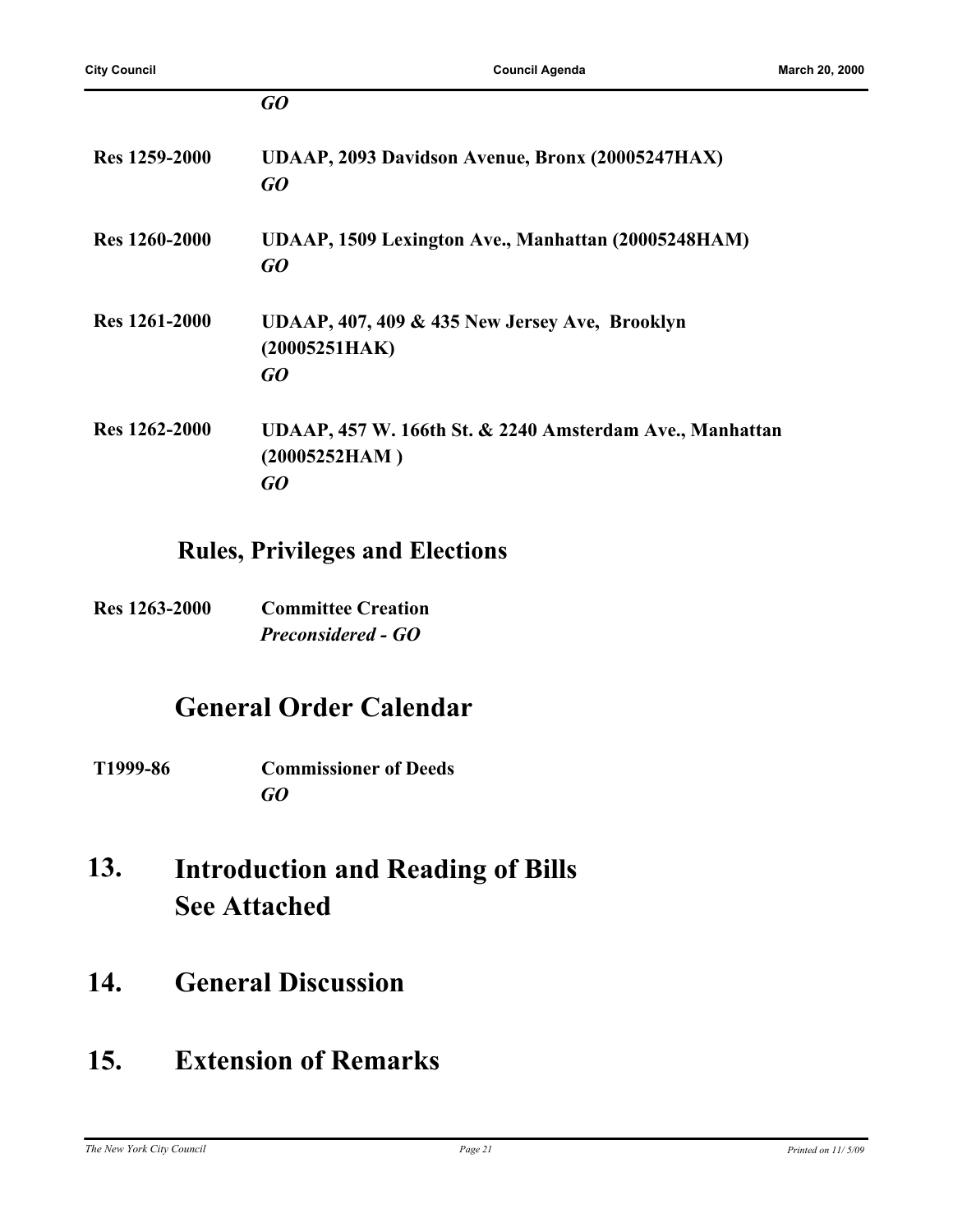*GO*

**Res 1259-2000** **UDAAP, 2093 Davidson Avenue, Bronx (20005247HAX)**
*GO*

**Res 1260-2000** **UDAAP, 1509 Lexington Ave., Manhattan (20005248HAM)**
*GO*

**Res 1261-2000** **UDAAP, 407, 409 & 435 New Jersey Ave, Brooklyn (20005251HAK)**
*GO*

**Res 1262-2000** **UDAAP, 457 W. 166th St. & 2240 Amsterdam Ave., Manhattan (20005252HAM )**
*GO*

## Rules, Privileges and Elections

**Res 1263-2000** **Committee Creation**
*Preconsidered - GO*

## General Order Calendar

**T1999-86** **Commissioner of Deeds**
*GO*

# 13. Introduction and Reading of Bills See Attached

# 14. General Discussion

# 15. Extension of Remarks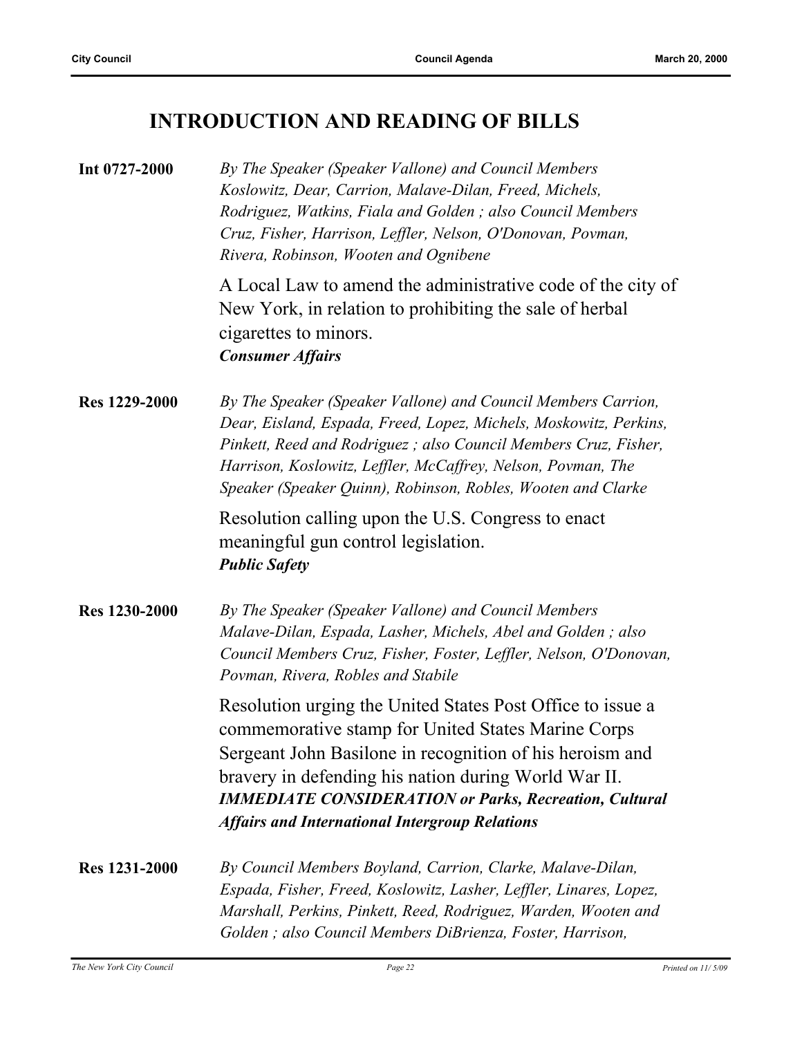## INTRODUCTION AND READING OF BILLS

**Int 0727-2000**

*By The Speaker (Speaker Vallone) and Council Members Koslowitz, Dear, Carrion, Malave-Dilan, Freed, Michels, Rodriguez, Watkins, Fiala and Golden ; also Council Members Cruz, Fisher, Harrison, Leffler, Nelson, O'Donovan, Povman, Rivera, Robinson, Wooten and Ognibene*

A Local Law to amend the administrative code of the city of New York, in relation to prohibiting the sale of herbal cigarettes to minors.
***Consumer Affairs***

**Res 1229-2000**

*By The Speaker (Speaker Vallone) and Council Members Carrion, Dear, Eisland, Espada, Freed, Lopez, Michels, Moskowitz, Perkins, Pinkett, Reed and Rodriguez ; also Council Members Cruz, Fisher, Harrison, Koslowitz, Leffler, McCaffrey, Nelson, Povman, The Speaker (Speaker Quinn), Robinson, Robles, Wooten and Clarke*

Resolution calling upon the U.S. Congress to enact meaningful gun control legislation.
***Public Safety***

**Res 1230-2000**

*By The Speaker (Speaker Vallone) and Council Members Malave-Dilan, Espada, Lasher, Michels, Abel and Golden ; also Council Members Cruz, Fisher, Foster, Leffler, Nelson, O'Donovan, Povman, Rivera, Robles and Stabile*

Resolution urging the United States Post Office to issue a commemorative stamp for United States Marine Corps Sergeant John Basilone in recognition of his heroism and bravery in defending his nation during World War II.
***IMMEDIATE CONSIDERATION or Parks, Recreation, Cultural Affairs and International Intergroup Relations***

**Res 1231-2000**

*By Council Members Boyland, Carrion, Clarke, Malave-Dilan, Espada, Fisher, Freed, Koslowitz, Lasher, Leffler, Linares, Lopez, Marshall, Perkins, Pinkett, Reed, Rodriguez, Warden, Wooten and Golden ; also Council Members DiBrienza, Foster, Harrison,*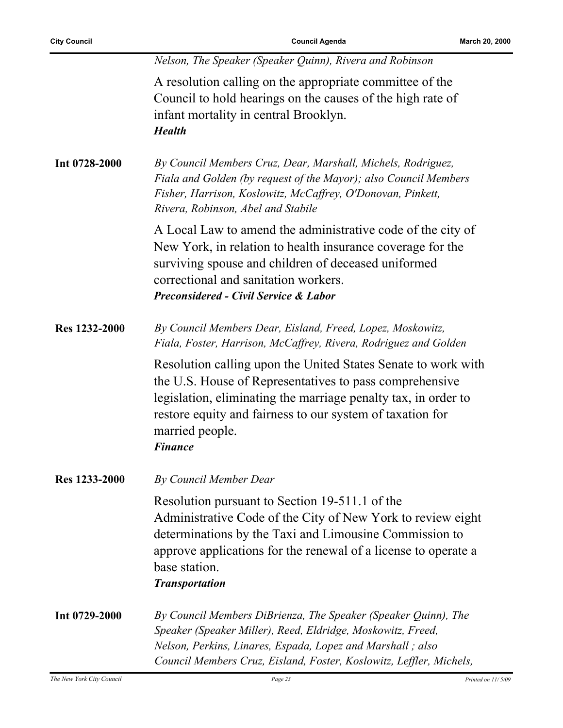*Nelson, The Speaker (Speaker Quinn), Rivera and Robinson*

A resolution calling on the appropriate committee of the Council to hold hearings on the causes of the high rate of infant mortality in central Brooklyn.
***Health***

**Int 0728-2000** *By Council Members Cruz, Dear, Marshall, Michels, Rodriguez, Fiala and Golden (by request of the Mayor); also Council Members Fisher, Harrison, Koslowitz, McCaffrey, O'Donovan, Pinkett, Rivera, Robinson, Abel and Stabile*

A Local Law to amend the administrative code of the city of New York, in relation to health insurance coverage for the surviving spouse and children of deceased uniformed correctional and sanitation workers.
***Preconsidered - Civil Service & Labor***

**Res 1232-2000** *By Council Members Dear, Eisland, Freed, Lopez, Moskowitz, Fiala, Foster, Harrison, McCaffrey, Rivera, Rodriguez and Golden*

Resolution calling upon the United States Senate to work with the U.S. House of Representatives to pass comprehensive legislation, eliminating the marriage penalty tax, in order to restore equity and fairness to our system of taxation for married people.
***Finance***

**Res 1233-2000** *By Council Member Dear*

Resolution pursuant to Section 19-511.1 of the Administrative Code of the City of New York to review eight determinations by the Taxi and Limousine Commission to approve applications for the renewal of a license to operate a base station.
***Transportation***

**Int 0729-2000** *By Council Members DiBrienza, The Speaker (Speaker Quinn), The Speaker (Speaker Miller), Reed, Eldridge, Moskowitz, Freed, Nelson, Perkins, Linares, Espada, Lopez and Marshall ; also Council Members Cruz, Eisland, Foster, Koslowitz, Leffler, Michels,*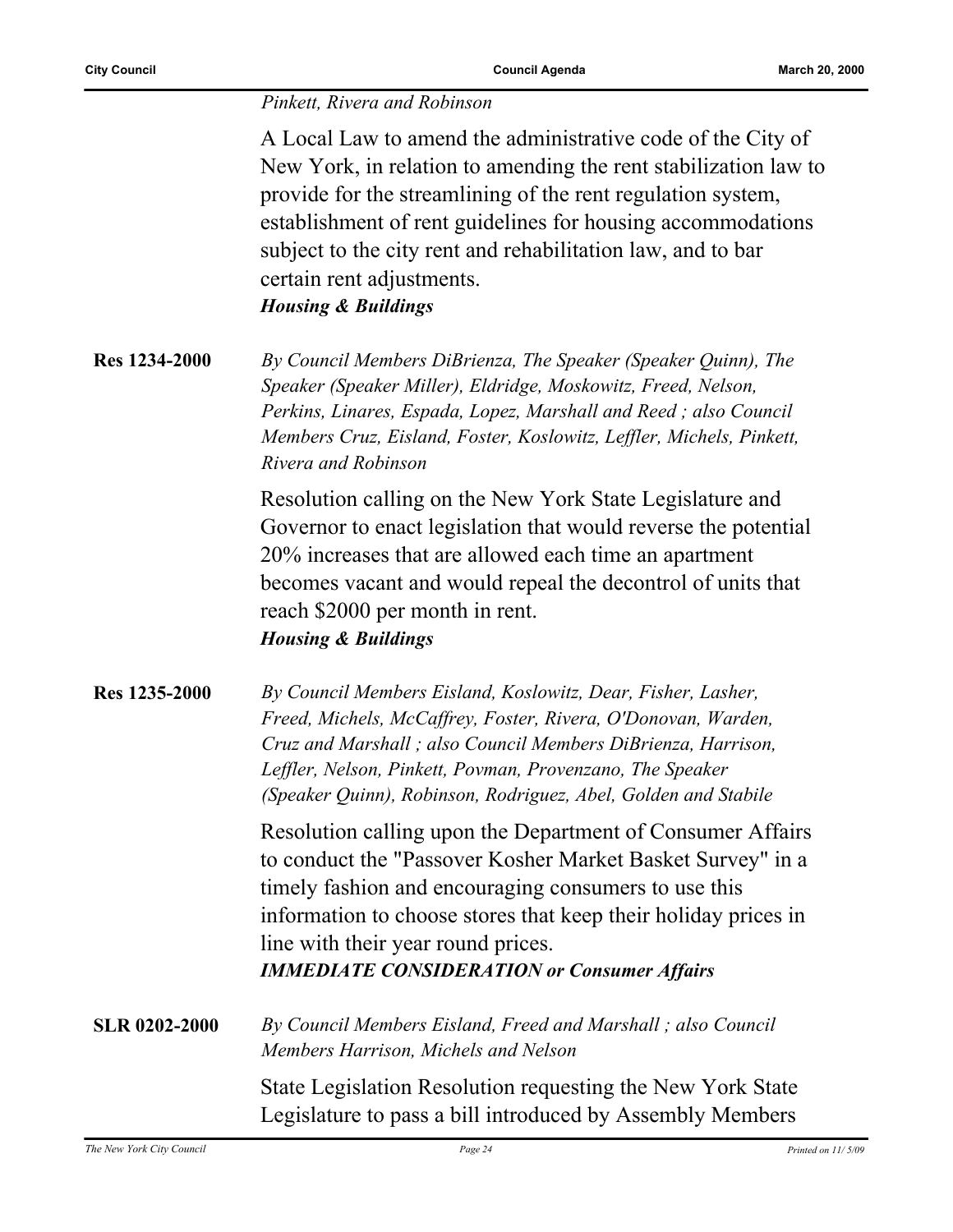*Pinkett, Rivera and Robinson*

A Local Law to amend the administrative code of the City of New York, in relation to amending the rent stabilization law to provide for the streamlining of the rent regulation system, establishment of rent guidelines for housing accommodations subject to the city rent and rehabilitation law, and to bar certain rent adjustments.
***Housing & Buildings***

**Res 1234-2000**

*By Council Members DiBrienza, The Speaker (Speaker Quinn), The Speaker (Speaker Miller), Eldridge, Moskowitz, Freed, Nelson, Perkins, Linares, Espada, Lopez, Marshall and Reed ; also Council Members Cruz, Eisland, Foster, Koslowitz, Leffler, Michels, Pinkett, Rivera and Robinson*

Resolution calling on the New York State Legislature and Governor to enact legislation that would reverse the potential 20% increases that are allowed each time an apartment becomes vacant and would repeal the decontrol of units that reach $2000 per month in rent.
***Housing & Buildings***

**Res 1235-2000**

*By Council Members Eisland, Koslowitz, Dear, Fisher, Lasher, Freed, Michels, McCaffrey, Foster, Rivera, O'Donovan, Warden, Cruz and Marshall ; also Council Members DiBrienza, Harrison, Leffler, Nelson, Pinkett, Povman, Provenzano, The Speaker (Speaker Quinn), Robinson, Rodriguez, Abel, Golden and Stabile*

Resolution calling upon the Department of Consumer Affairs to conduct the "Passover Kosher Market Basket Survey" in a timely fashion and encouraging consumers to use this information to choose stores that keep their holiday prices in line with their year round prices.
***IMMEDIATE CONSIDERATION or Consumer Affairs***

**SLR 0202-2000**

*By Council Members Eisland, Freed and Marshall ; also Council Members Harrison, Michels and Nelson*

State Legislation Resolution requesting the New York State Legislature to pass a bill introduced by Assembly Members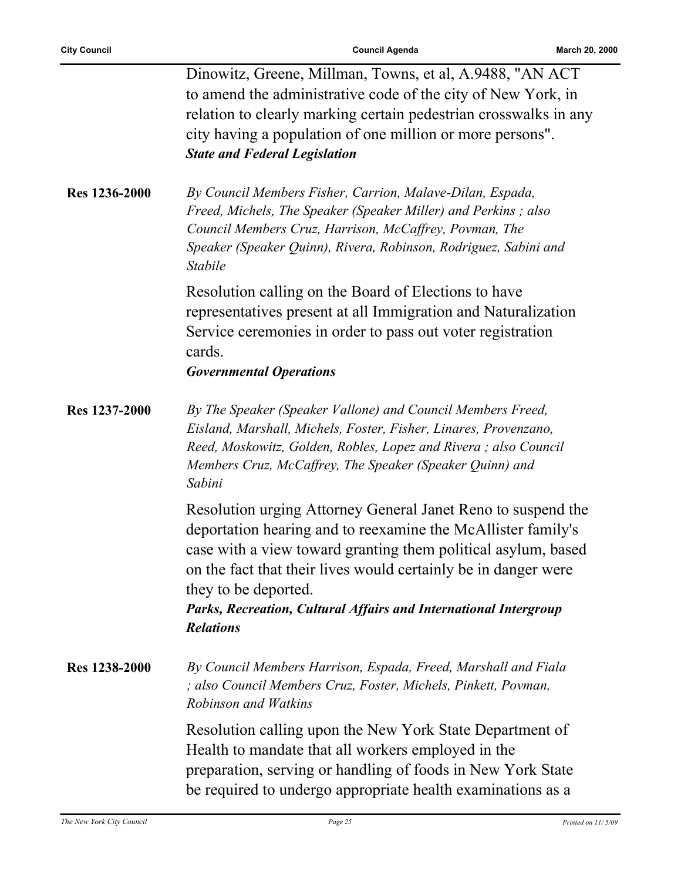Dinowitz, Greene, Millman, Towns, et al, A.9488, "AN ACT to amend the administrative code of the city of New York, in relation to clearly marking certain pedestrian crosswalks in any city having a population of one million or more persons".
***State and Federal Legislation***

**Res 1236-2000**

*By Council Members Fisher, Carrion, Malave-Dilan, Espada, Freed, Michels, The Speaker (Speaker Miller) and Perkins ; also Council Members Cruz, Harrison, McCaffrey, Povman, The Speaker (Speaker Quinn), Rivera, Robinson, Rodriguez, Sabini and Stabile*

Resolution calling on the Board of Elections to have representatives present at all Immigration and Naturalization Service ceremonies in order to pass out voter registration cards.
***Governmental Operations***

**Res 1237-2000**

*By The Speaker (Speaker Vallone) and Council Members Freed, Eisland, Marshall, Michels, Foster, Fisher, Linares, Provenzano, Reed, Moskowitz, Golden, Robles, Lopez and Rivera ; also Council Members Cruz, McCaffrey, The Speaker (Speaker Quinn) and Sabini*

Resolution urging Attorney General Janet Reno to suspend the deportation hearing and to reexamine the McAllister family's case with a view toward granting them political asylum, based on the fact that their lives would certainly be in danger were they to be deported.
***Parks, Recreation, Cultural Affairs and International Intergroup Relations***

**Res 1238-2000**

*By Council Members Harrison, Espada, Freed, Marshall and Fiala ; also Council Members Cruz, Foster, Michels, Pinkett, Povman, Robinson and Watkins*

Resolution calling upon the New York State Department of Health to mandate that all workers employed in the preparation, serving or handling of foods in New York State be required to undergo appropriate health examinations as a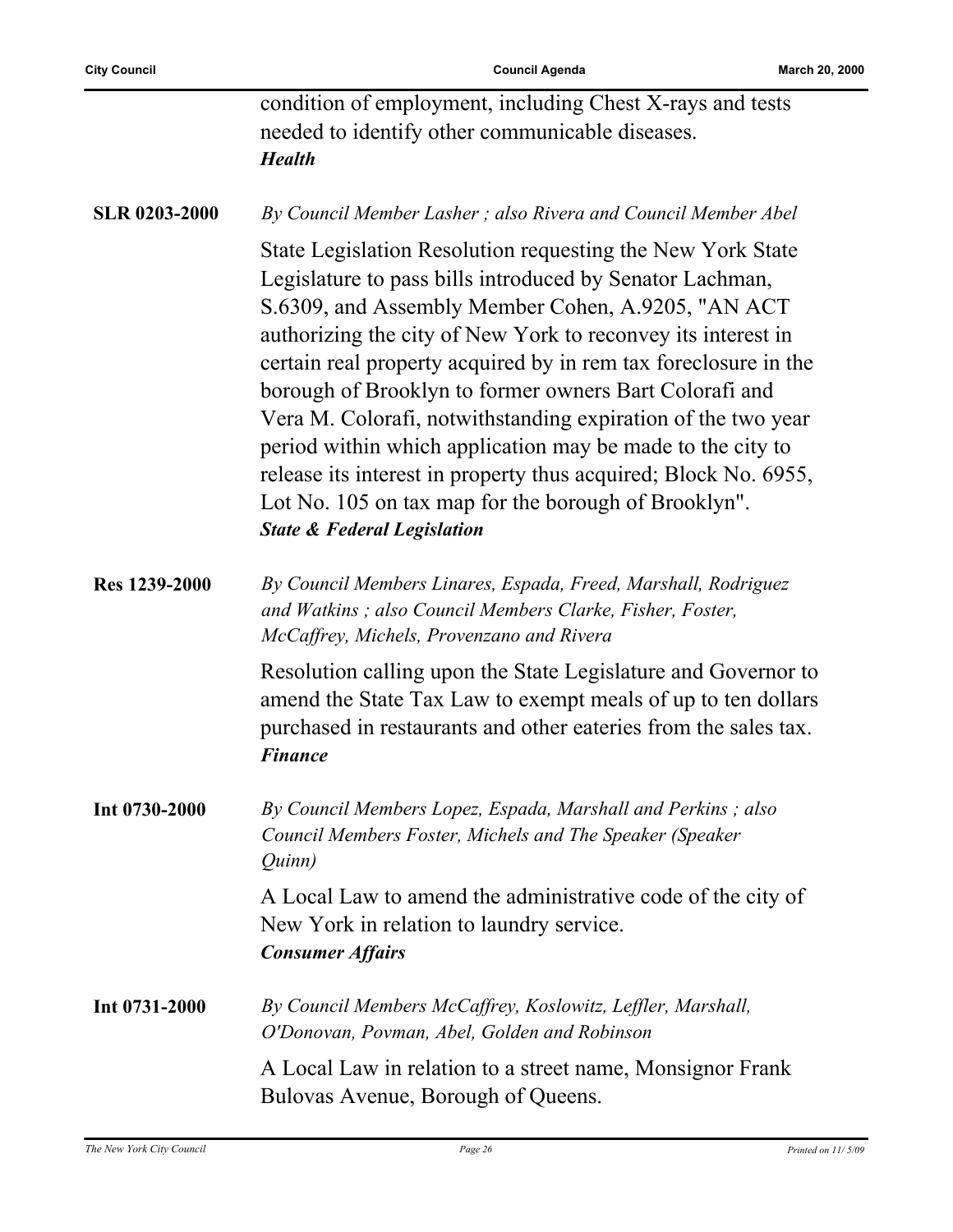condition of employment, including Chest X-rays and tests needed to identify other communicable diseases.
***Health***

**SLR 0203-2000**

*By Council Member Lasher ; also Rivera and Council Member Abel*

State Legislation Resolution requesting the New York State Legislature to pass bills introduced by Senator Lachman, S.6309, and Assembly Member Cohen, A.9205, "AN ACT authorizing the city of New York to reconvey its interest in certain real property acquired by in rem tax foreclosure in the borough of Brooklyn to former owners Bart Colorafi and Vera M. Colorafi, notwithstanding expiration of the two year period within which application may be made to the city to release its interest in property thus acquired; Block No. 6955, Lot No. 105 on tax map for the borough of Brooklyn".
***State & Federal Legislation***

**Res 1239-2000**

*By Council Members Linares, Espada, Freed, Marshall, Rodriguez and Watkins ; also Council Members Clarke, Fisher, Foster, McCaffrey, Michels, Provenzano and Rivera*

Resolution calling upon the State Legislature and Governor to amend the State Tax Law to exempt meals of up to ten dollars purchased in restaurants and other eateries from the sales tax.
***Finance***

**Int 0730-2000**

*By Council Members Lopez, Espada, Marshall and Perkins ; also Council Members Foster, Michels and The Speaker (Speaker Quinn)*

A Local Law to amend the administrative code of the city of New York in relation to laundry service.
***Consumer Affairs***

**Int 0731-2000**

*By Council Members McCaffrey, Koslowitz, Leffler, Marshall, O'Donovan, Povman, Abel, Golden and Robinson*

A Local Law in relation to a street name, Monsignor Frank Bulovas Avenue, Borough of Queens.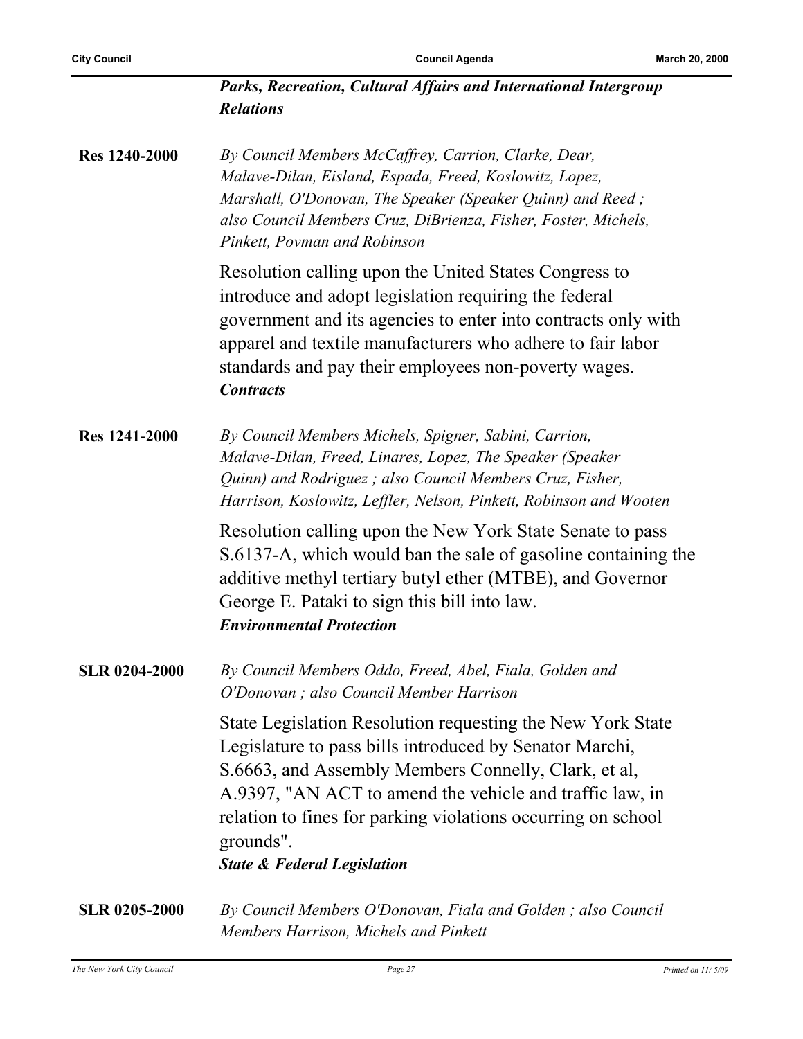***Parks, Recreation, Cultural Affairs and International Intergroup Relations***

**Res 1240-2000**

*By Council Members McCaffrey, Carrion, Clarke, Dear, Malave-Dilan, Eisland, Espada, Freed, Koslowitz, Lopez, Marshall, O'Donovan, The Speaker (Speaker Quinn) and Reed ; also Council Members Cruz, DiBrienza, Fisher, Foster, Michels, Pinkett, Povman and Robinson*

Resolution calling upon the United States Congress to introduce and adopt legislation requiring the federal government and its agencies to enter into contracts only with apparel and textile manufacturers who adhere to fair labor standards and pay their employees non-poverty wages.

***Contracts***

**Res 1241-2000**

*By Council Members Michels, Spigner, Sabini, Carrion, Malave-Dilan, Freed, Linares, Lopez, The Speaker (Speaker Quinn) and Rodriguez ; also Council Members Cruz, Fisher, Harrison, Koslowitz, Leffler, Nelson, Pinkett, Robinson and Wooten*

Resolution calling upon the New York State Senate to pass S.6137-A, which would ban the sale of gasoline containing the additive methyl tertiary butyl ether (MTBE), and Governor George E. Pataki to sign this bill into law.

***Environmental Protection***

**SLR 0204-2000**

*By Council Members Oddo, Freed, Abel, Fiala, Golden and O'Donovan ; also Council Member Harrison*

State Legislation Resolution requesting the New York State Legislature to pass bills introduced by Senator Marchi, S.6663, and Assembly Members Connelly, Clark, et al, A.9397, "AN ACT to amend the vehicle and traffic law, in relation to fines for parking violations occurring on school grounds".

***State & Federal Legislation***

**SLR 0205-2000**

*By Council Members O'Donovan, Fiala and Golden ; also Council Members Harrison, Michels and Pinkett*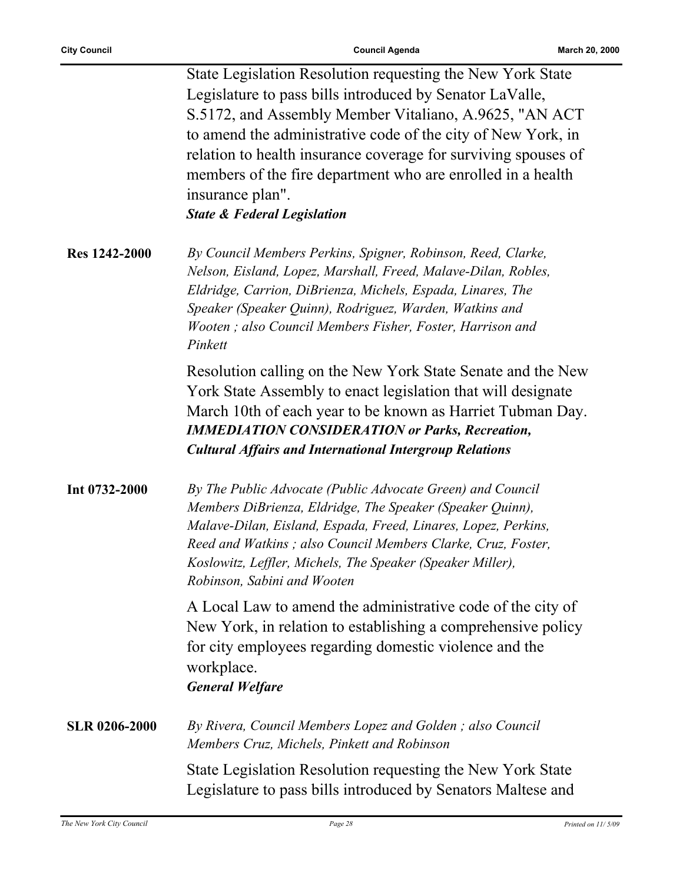State Legislation Resolution requesting the New York State Legislature to pass bills introduced by Senator LaValle, S.5172, and Assembly Member Vitaliano, A.9625, "AN ACT to amend the administrative code of the city of New York, in relation to health insurance coverage for surviving spouses of members of the fire department who are enrolled in a health insurance plan".
***State & Federal Legislation***

**Res 1242-2000** *By Council Members Perkins, Spigner, Robinson, Reed, Clarke, Nelson, Eisland, Lopez, Marshall, Freed, Malave-Dilan, Robles, Eldridge, Carrion, DiBrienza, Michels, Espada, Linares, The Speaker (Speaker Quinn), Rodriguez, Warden, Watkins and Wooten ; also Council Members Fisher, Foster, Harrison and Pinkett*

Resolution calling on the New York State Senate and the New York State Assembly to enact legislation that will designate March 10th of each year to be known as Harriet Tubman Day.
***IMMEDIATION CONSIDERATION or Parks, Recreation, Cultural Affairs and International Intergroup Relations***

**Int 0732-2000** *By The Public Advocate (Public Advocate Green) and Council Members DiBrienza, Eldridge, The Speaker (Speaker Quinn), Malave-Dilan, Eisland, Espada, Freed, Linares, Lopez, Perkins, Reed and Watkins ; also Council Members Clarke, Cruz, Foster, Koslowitz, Leffler, Michels, The Speaker (Speaker Miller), Robinson, Sabini and Wooten*

A Local Law to amend the administrative code of the city of New York, in relation to establishing a comprehensive policy for city employees regarding domestic violence and the workplace.
***General Welfare***

**SLR 0206-2000** *By Rivera, Council Members Lopez and Golden ; also Council Members Cruz, Michels, Pinkett and Robinson*

State Legislation Resolution requesting the New York State Legislature to pass bills introduced by Senators Maltese and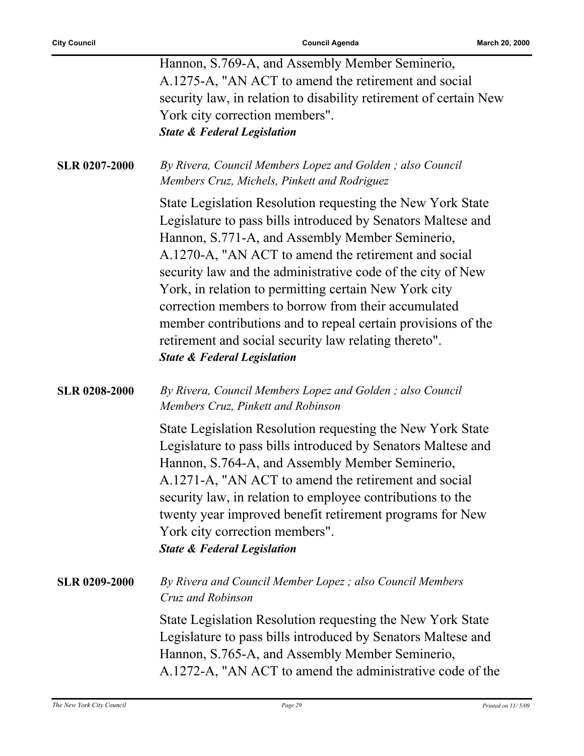Hannon, S.769-A, and Assembly Member Seminerio, A.1275-A, "AN ACT to amend the retirement and social security law, in relation to disability retirement of certain New York city correction members".
***State & Federal Legislation***

**SLR 0207-2000**

*By Rivera, Council Members Lopez and Golden ; also Council Members Cruz, Michels, Pinkett and Rodriguez*

State Legislation Resolution requesting the New York State Legislature to pass bills introduced by Senators Maltese and Hannon, S.771-A, and Assembly Member Seminerio, A.1270-A, "AN ACT to amend the retirement and social security law and the administrative code of the city of New York, in relation to permitting certain New York city correction members to borrow from their accumulated member contributions and to repeal certain provisions of the retirement and social security law relating thereto".
***State & Federal Legislation***

**SLR 0208-2000**

*By Rivera, Council Members Lopez and Golden ; also Council Members Cruz, Pinkett and Robinson*

State Legislation Resolution requesting the New York State Legislature to pass bills introduced by Senators Maltese and Hannon, S.764-A, and Assembly Member Seminerio, A.1271-A, "AN ACT to amend the retirement and social security law, in relation to employee contributions to the twenty year improved benefit retirement programs for New York city correction members".
***State & Federal Legislation***

**SLR 0209-2000**

*By Rivera and Council Member Lopez ; also Council Members Cruz and Robinson*

State Legislation Resolution requesting the New York State Legislature to pass bills introduced by Senators Maltese and Hannon, S.765-A, and Assembly Member Seminerio, A.1272-A, "AN ACT to amend the administrative code of the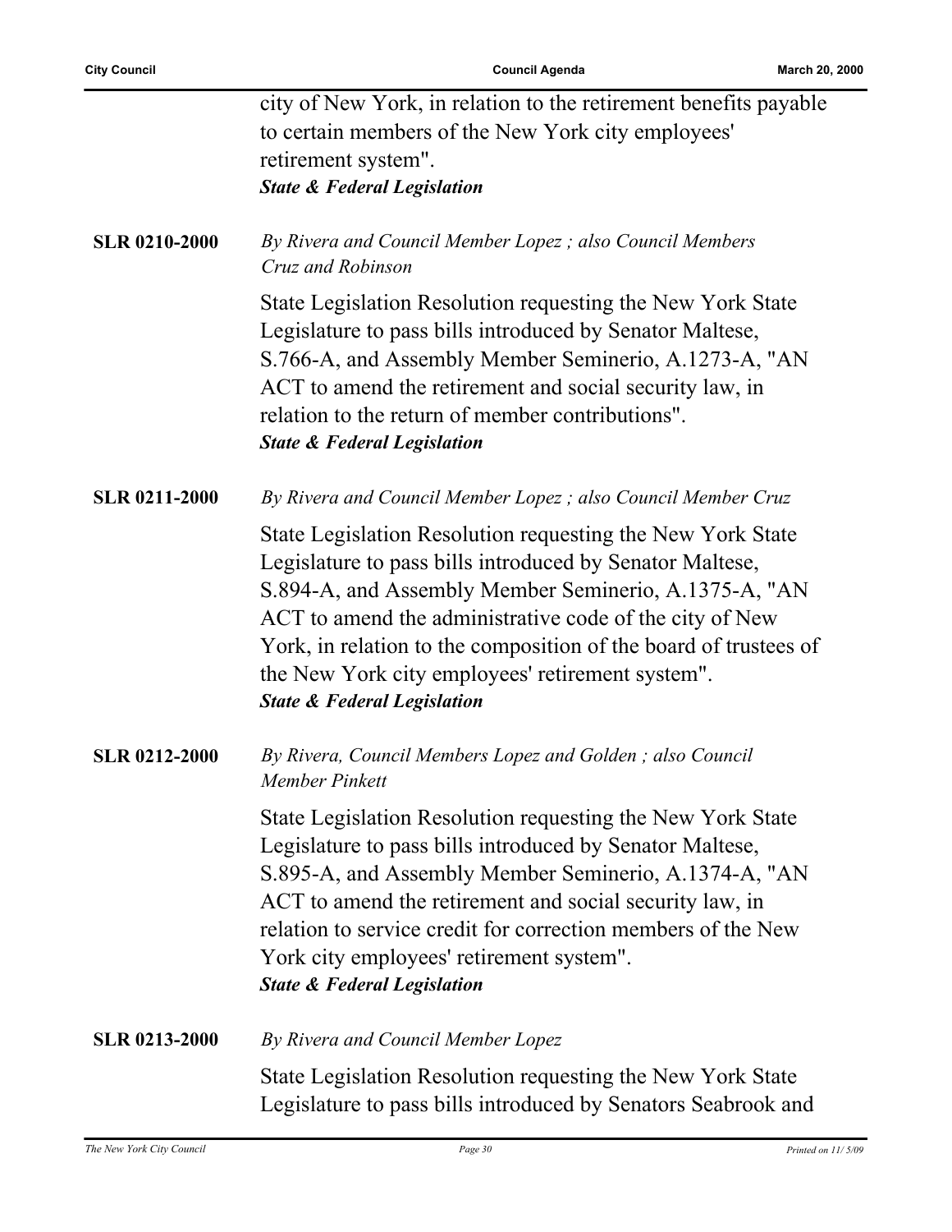city of New York, in relation to the retirement benefits payable to certain members of the New York city employees' retirement system".
***State & Federal Legislation***

**SLR 0210-2000** *By Rivera and Council Member Lopez ; also Council Members Cruz and Robinson*

State Legislation Resolution requesting the New York State Legislature to pass bills introduced by Senator Maltese, S.766-A, and Assembly Member Seminerio, A.1273-A, "AN ACT to amend the retirement and social security law, in relation to the return of member contributions".
***State & Federal Legislation***

**SLR 0211-2000** *By Rivera and Council Member Lopez ; also Council Member Cruz*

State Legislation Resolution requesting the New York State Legislature to pass bills introduced by Senator Maltese, S.894-A, and Assembly Member Seminerio, A.1375-A, "AN ACT to amend the administrative code of the city of New York, in relation to the composition of the board of trustees of the New York city employees' retirement system".
***State & Federal Legislation***

**SLR 0212-2000** *By Rivera, Council Members Lopez and Golden ; also Council Member Pinkett*

State Legislation Resolution requesting the New York State Legislature to pass bills introduced by Senator Maltese, S.895-A, and Assembly Member Seminerio, A.1374-A, "AN ACT to amend the retirement and social security law, in relation to service credit for correction members of the New York city employees' retirement system".
***State & Federal Legislation***

**SLR 0213-2000** *By Rivera and Council Member Lopez*

State Legislation Resolution requesting the New York State Legislature to pass bills introduced by Senators Seabrook and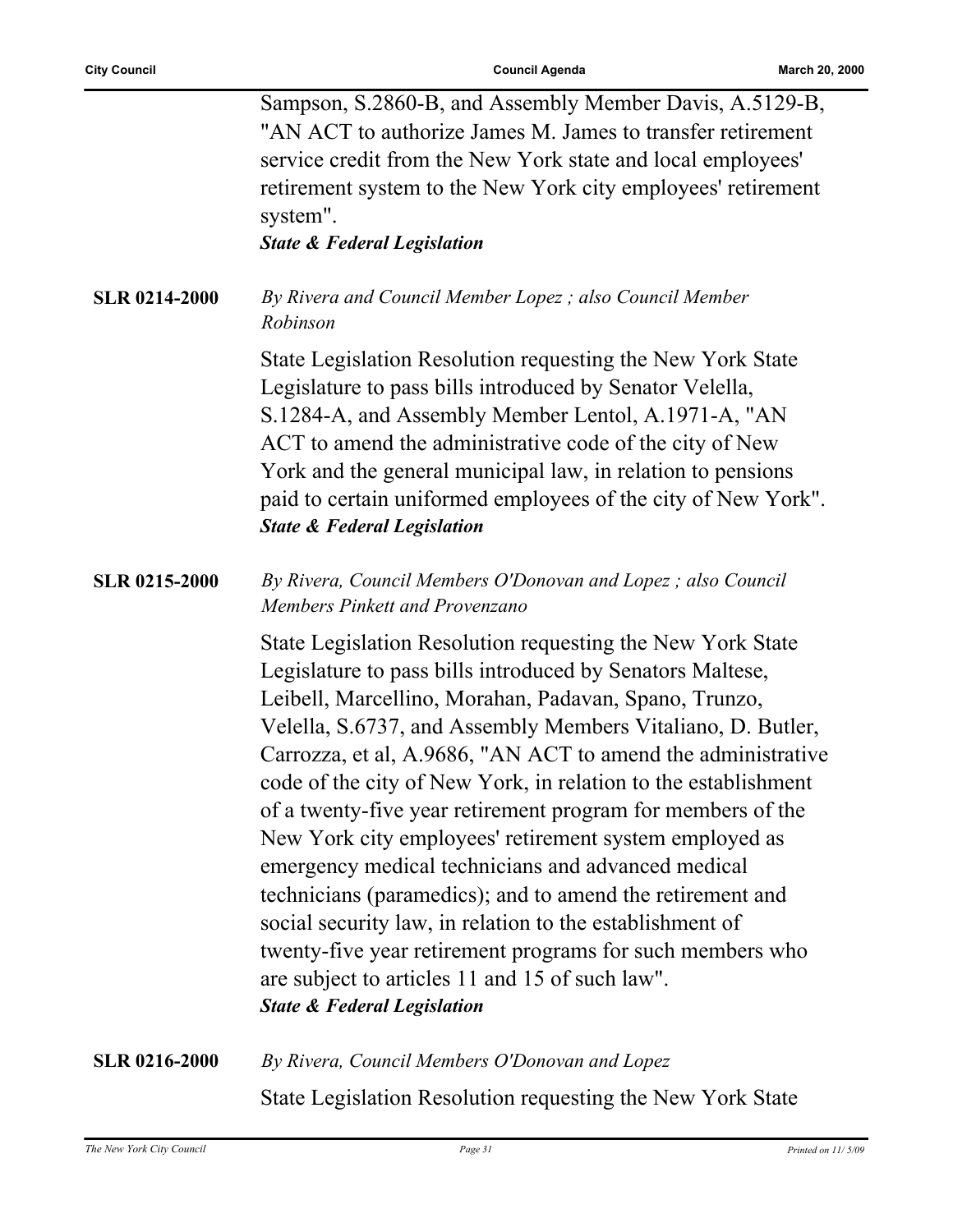Sampson, S.2860-B, and Assembly Member Davis, A.5129-B, "AN ACT to authorize James M. James to transfer retirement service credit from the New York state and local employees' retirement system to the New York city employees' retirement system".
***State & Federal Legislation***

**SLR 0214-2000**

*By Rivera and Council Member Lopez ; also Council Member Robinson*

State Legislation Resolution requesting the New York State Legislature to pass bills introduced by Senator Velella, S.1284-A, and Assembly Member Lentol, A.1971-A, "AN ACT to amend the administrative code of the city of New York and the general municipal law, in relation to pensions paid to certain uniformed employees of the city of New York".
***State & Federal Legislation***

**SLR 0215-2000**

*By Rivera, Council Members O'Donovan and Lopez ; also Council Members Pinkett and Provenzano*

State Legislation Resolution requesting the New York State Legislature to pass bills introduced by Senators Maltese, Leibell, Marcellino, Morahan, Padavan, Spano, Trunzo, Velella, S.6737, and Assembly Members Vitaliano, D. Butler, Carrozza, et al, A.9686, "AN ACT to amend the administrative code of the city of New York, in relation to the establishment of a twenty-five year retirement program for members of the New York city employees' retirement system employed as emergency medical technicians and advanced medical technicians (paramedics); and to amend the retirement and social security law, in relation to the establishment of twenty-five year retirement programs for such members who are subject to articles 11 and 15 of such law".
***State & Federal Legislation***

**SLR 0216-2000**

*By Rivera, Council Members O'Donovan and Lopez*

State Legislation Resolution requesting the New York State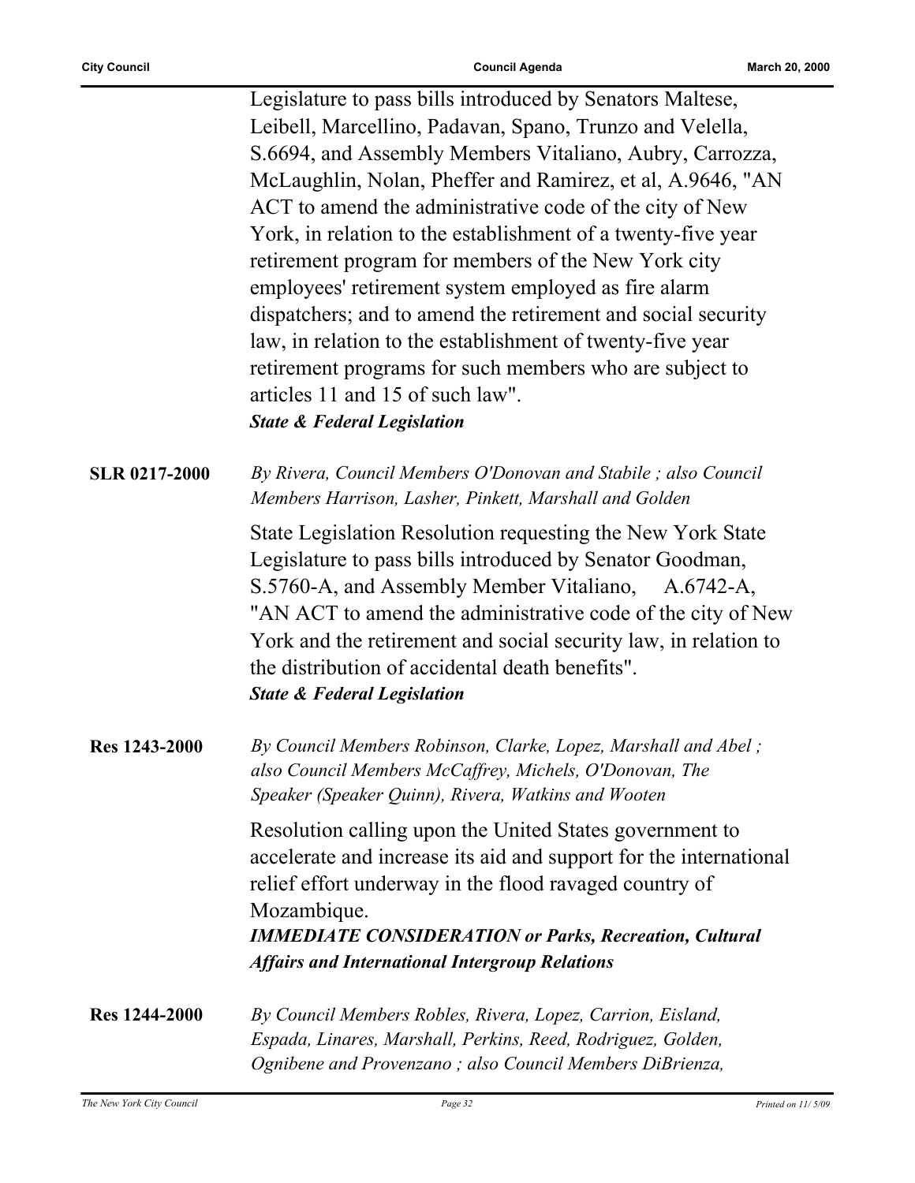Legislature to pass bills introduced by Senators Maltese, Leibell, Marcellino, Padavan, Spano, Trunzo and Velella, S.6694, and Assembly Members Vitaliano, Aubry, Carrozza, McLaughlin, Nolan, Pheffer and Ramirez, et al, A.9646, "AN ACT to amend the administrative code of the city of New York, in relation to the establishment of a twenty-five year retirement program for members of the New York city employees' retirement system employed as fire alarm dispatchers; and to amend the retirement and social security law, in relation to the establishment of twenty-five year retirement programs for such members who are subject to articles 11 and 15 of such law".

***State & Federal Legislation***

**SLR 0217-2000**

*By Rivera, Council Members O'Donovan and Stabile ; also Council Members Harrison, Lasher, Pinkett, Marshall and Golden*

State Legislation Resolution requesting the New York State Legislature to pass bills introduced by Senator Goodman, S.5760-A, and Assembly Member Vitaliano, A.6742-A, "AN ACT to amend the administrative code of the city of New York and the retirement and social security law, in relation to the distribution of accidental death benefits".

***State & Federal Legislation***

**Res 1243-2000**

*By Council Members Robinson, Clarke, Lopez, Marshall and Abel ; also Council Members McCaffrey, Michels, O'Donovan, The Speaker (Speaker Quinn), Rivera, Watkins and Wooten*

Resolution calling upon the United States government to accelerate and increase its aid and support for the international relief effort underway in the flood ravaged country of Mozambique.

***IMMEDIATE CONSIDERATION or Parks, Recreation, Cultural Affairs and International Intergroup Relations***

**Res 1244-2000**

*By Council Members Robles, Rivera, Lopez, Carrion, Eisland, Espada, Linares, Marshall, Perkins, Reed, Rodriguez, Golden, Ognibene and Provenzano ; also Council Members DiBrienza,*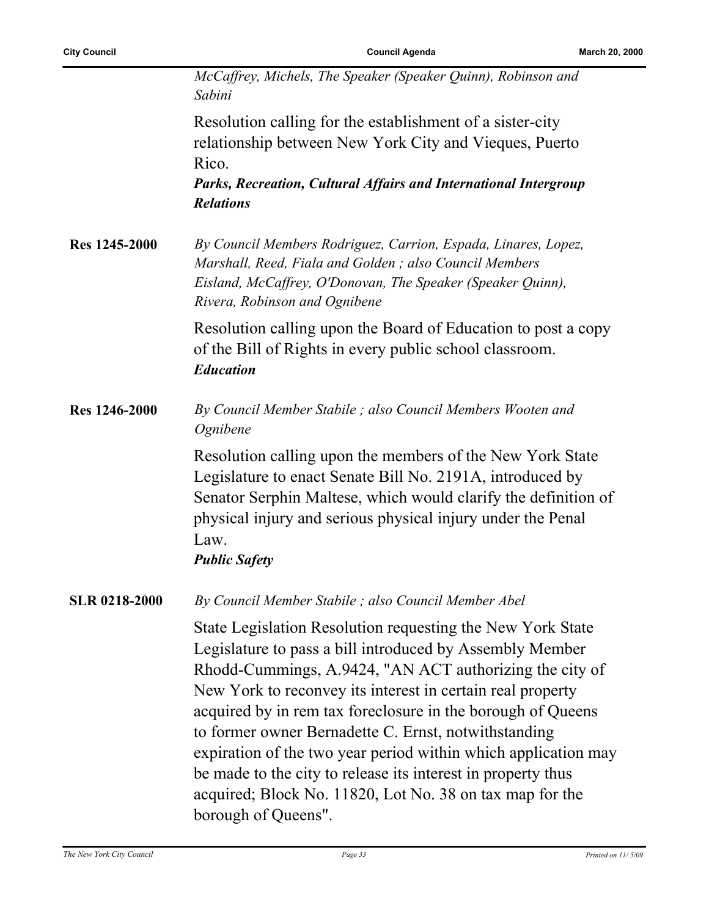*McCaffrey, Michels, The Speaker (Speaker Quinn), Robinson and Sabini*

Resolution calling for the establishment of a sister-city relationship between New York City and Vieques, Puerto Rico.

***Parks, Recreation, Cultural Affairs and International Intergroup Relations***

**Res 1245-2000**

*By Council Members Rodriguez, Carrion, Espada, Linares, Lopez, Marshall, Reed, Fiala and Golden ; also Council Members Eisland, McCaffrey, O'Donovan, The Speaker (Speaker Quinn), Rivera, Robinson and Ognibene*

Resolution calling upon the Board of Education to post a copy of the Bill of Rights in every public school classroom.

***Education***

**Res 1246-2000**

*By Council Member Stabile ; also Council Members Wooten and Ognibene*

Resolution calling upon the members of the New York State Legislature to enact Senate Bill No. 2191A, introduced by Senator Serphin Maltese, which would clarify the definition of physical injury and serious physical injury under the Penal Law.

***Public Safety***

**SLR 0218-2000**

*By Council Member Stabile ; also Council Member Abel*

State Legislation Resolution requesting the New York State Legislature to pass a bill introduced by Assembly Member Rhodd-Cummings, A.9424, "AN ACT authorizing the city of New York to reconvey its interest in certain real property acquired by in rem tax foreclosure in the borough of Queens to former owner Bernadette C. Ernst, notwithstanding expiration of the two year period within which application may be made to the city to release its interest in property thus acquired; Block No. 11820, Lot No. 38 on tax map for the borough of Queens".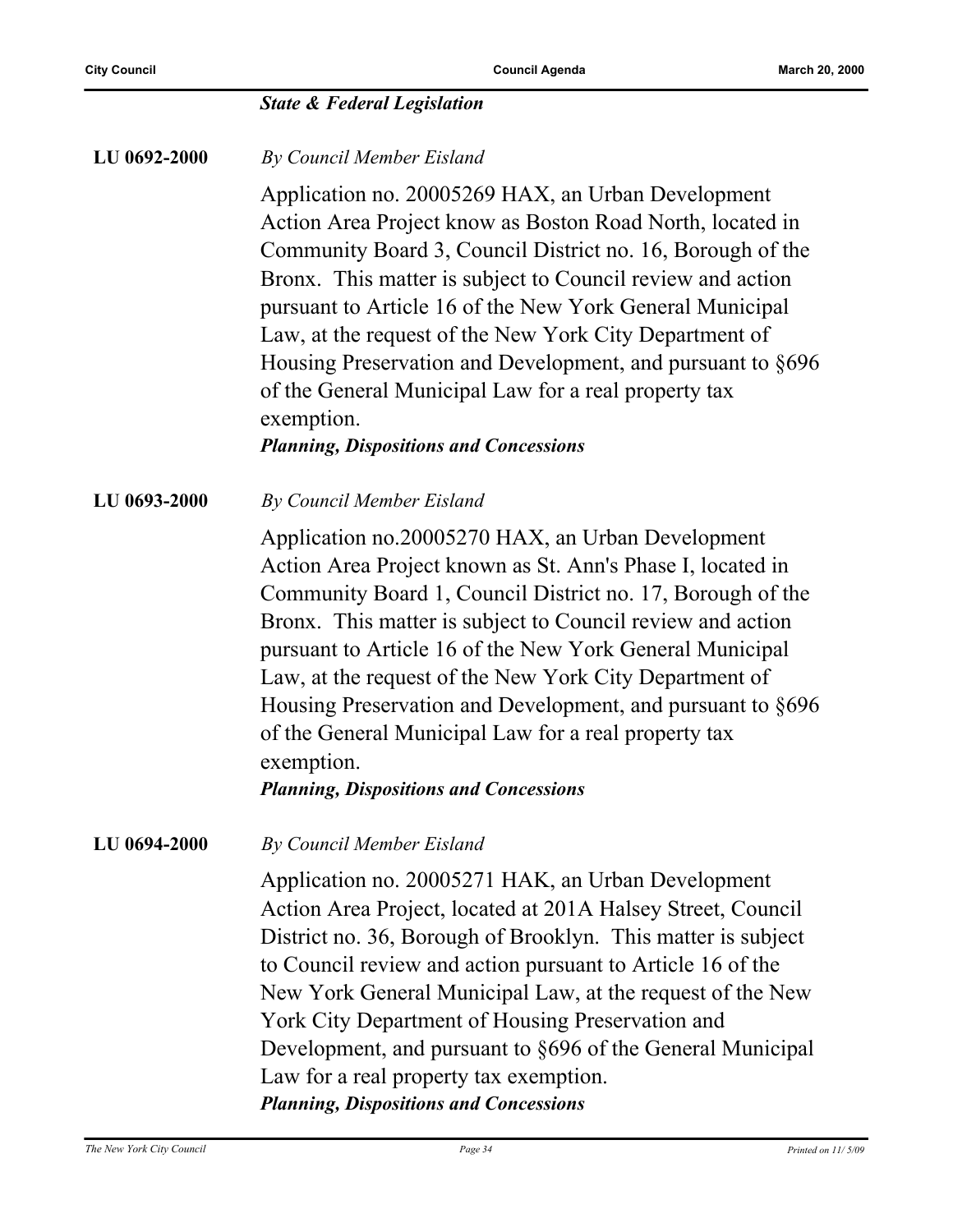*State & Federal Legislation*

**LU 0692-2000** *By Council Member Eisland*

Application no. 20005269 HAX, an Urban Development Action Area Project know as Boston Road North, located in Community Board 3, Council District no. 16, Borough of the Bronx. This matter is subject to Council review and action pursuant to Article 16 of the New York General Municipal Law, at the request of the New York City Department of Housing Preservation and Development, and pursuant to §696 of the General Municipal Law for a real property tax exemption.

***Planning, Dispositions and Concessions***

**LU 0693-2000** *By Council Member Eisland*

Application no.20005270 HAX, an Urban Development Action Area Project known as St. Ann's Phase I, located in Community Board 1, Council District no. 17, Borough of the Bronx. This matter is subject to Council review and action pursuant to Article 16 of the New York General Municipal Law, at the request of the New York City Department of Housing Preservation and Development, and pursuant to §696 of the General Municipal Law for a real property tax exemption.

***Planning, Dispositions and Concessions***

**LU 0694-2000** *By Council Member Eisland*

Application no. 20005271 HAK, an Urban Development Action Area Project, located at 201A Halsey Street, Council District no. 36, Borough of Brooklyn. This matter is subject to Council review and action pursuant to Article 16 of the New York General Municipal Law, at the request of the New York City Department of Housing Preservation and Development, and pursuant to §696 of the General Municipal Law for a real property tax exemption.

***Planning, Dispositions and Concessions***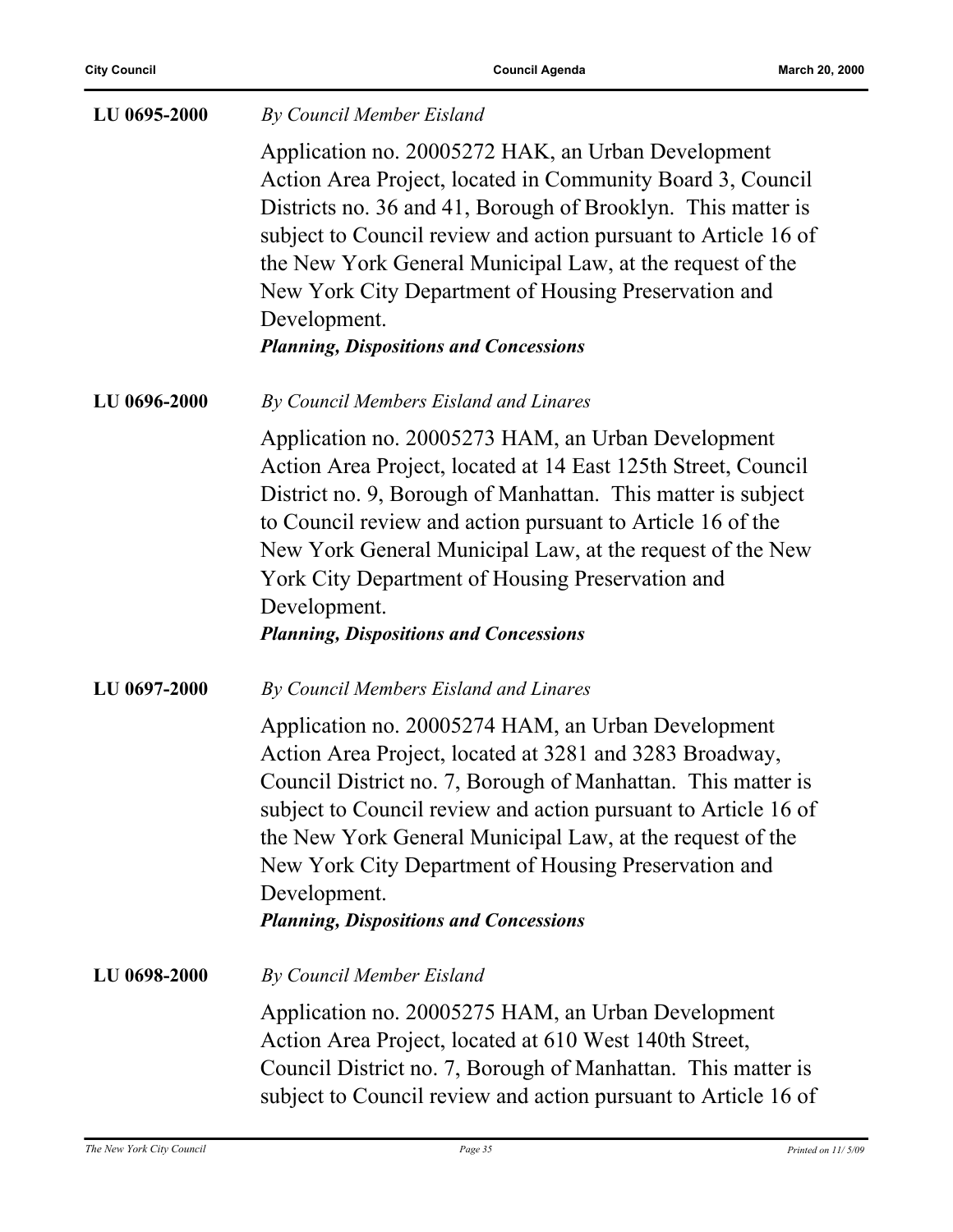**LU 0695-2000**

*By Council Member Eisland*

Application no. 20005272 HAK, an Urban Development Action Area Project, located in Community Board 3, Council Districts no. 36 and 41, Borough of Brooklyn. This matter is subject to Council review and action pursuant to Article 16 of the New York General Municipal Law, at the request of the New York City Department of Housing Preservation and Development.

***Planning, Dispositions and Concessions***

**LU 0696-2000**

*By Council Members Eisland and Linares*

Application no. 20005273 HAM, an Urban Development Action Area Project, located at 14 East 125th Street, Council District no. 9, Borough of Manhattan. This matter is subject to Council review and action pursuant to Article 16 of the New York General Municipal Law, at the request of the New York City Department of Housing Preservation and Development.

***Planning, Dispositions and Concessions***

**LU 0697-2000**

*By Council Members Eisland and Linares*

Application no. 20005274 HAM, an Urban Development Action Area Project, located at 3281 and 3283 Broadway, Council District no. 7, Borough of Manhattan. This matter is subject to Council review and action pursuant to Article 16 of the New York General Municipal Law, at the request of the New York City Department of Housing Preservation and Development.

***Planning, Dispositions and Concessions***

**LU 0698-2000**

*By Council Member Eisland*

Application no. 20005275 HAM, an Urban Development Action Area Project, located at 610 West 140th Street, Council District no. 7, Borough of Manhattan. This matter is subject to Council review and action pursuant to Article 16 of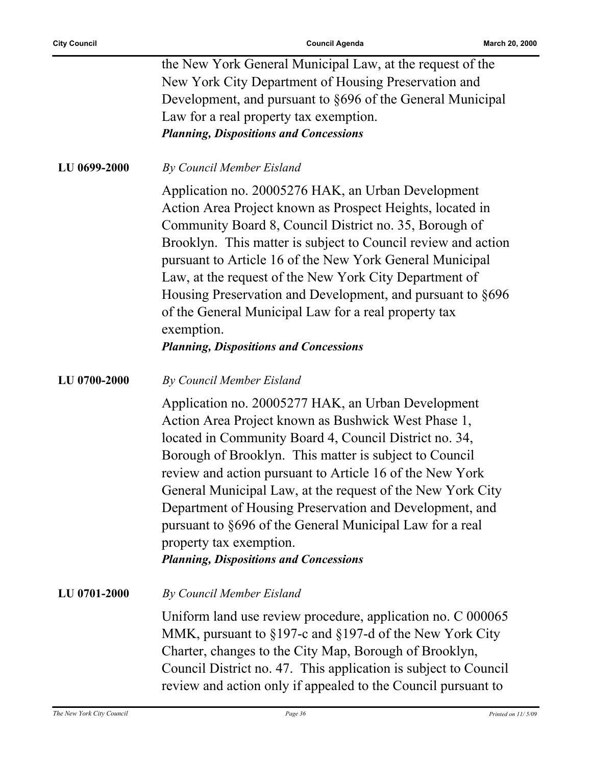the New York General Municipal Law, at the request of the New York City Department of Housing Preservation and Development, and pursuant to §696 of the General Municipal Law for a real property tax exemption.
***Planning, Dispositions and Concessions***

**LU 0699-2000** *By Council Member Eisland*

Application no. 20005276 HAK, an Urban Development Action Area Project known as Prospect Heights, located in Community Board 8, Council District no. 35, Borough of Brooklyn. This matter is subject to Council review and action pursuant to Article 16 of the New York General Municipal Law, at the request of the New York City Department of Housing Preservation and Development, and pursuant to §696 of the General Municipal Law for a real property tax exemption.
***Planning, Dispositions and Concessions***

**LU 0700-2000** *By Council Member Eisland*

Application no. 20005277 HAK, an Urban Development Action Area Project known as Bushwick West Phase 1, located in Community Board 4, Council District no. 34, Borough of Brooklyn. This matter is subject to Council review and action pursuant to Article 16 of the New York General Municipal Law, at the request of the New York City Department of Housing Preservation and Development, and pursuant to §696 of the General Municipal Law for a real property tax exemption.
***Planning, Dispositions and Concessions***

**LU 0701-2000** *By Council Member Eisland*

Uniform land use review procedure, application no. C 000065 MMK, pursuant to §197-c and §197-d of the New York City Charter, changes to the City Map, Borough of Brooklyn, Council District no. 47. This application is subject to Council review and action only if appealed to the Council pursuant to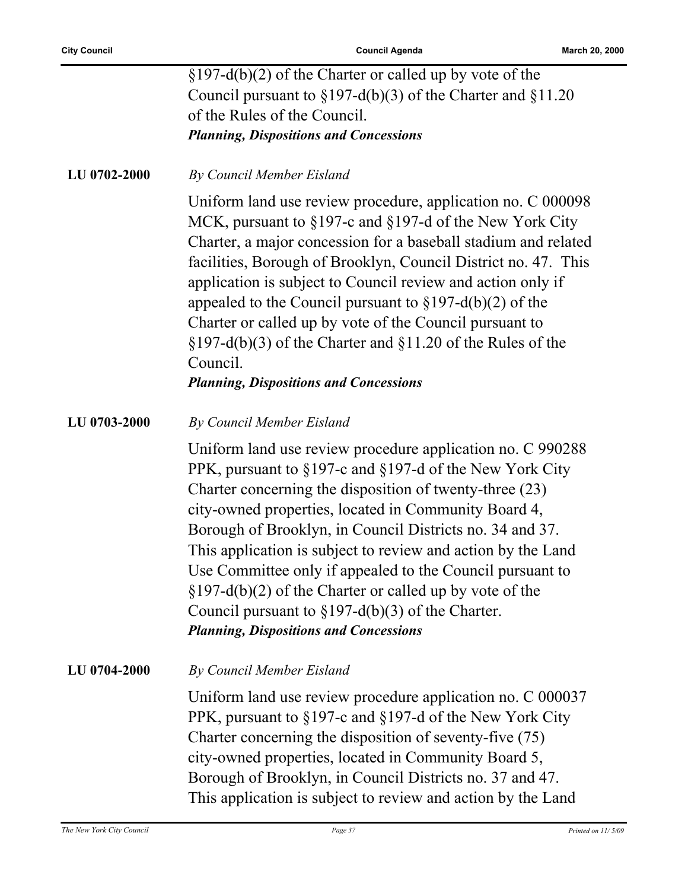§197-d(b)(2) of the Charter or called up by vote of the Council pursuant to §197-d(b)(3) of the Charter and §11.20 of the Rules of the Council.
***Planning, Dispositions and Concessions***

**LU 0702-2000** *By Council Member Eisland*

Uniform land use review procedure, application no. C 000098 MCK, pursuant to §197-c and §197-d of the New York City Charter, a major concession for a baseball stadium and related facilities, Borough of Brooklyn, Council District no. 47. This application is subject to Council review and action only if appealed to the Council pursuant to §197-d(b)(2) of the Charter or called up by vote of the Council pursuant to §197-d(b)(3) of the Charter and §11.20 of the Rules of the Council.
***Planning, Dispositions and Concessions***

**LU 0703-2000** *By Council Member Eisland*

Uniform land use review procedure application no. C 990288 PPK, pursuant to §197-c and §197-d of the New York City Charter concerning the disposition of twenty-three (23) city-owned properties, located in Community Board 4, Borough of Brooklyn, in Council Districts no. 34 and 37. This application is subject to review and action by the Land Use Committee only if appealed to the Council pursuant to §197-d(b)(2) of the Charter or called up by vote of the Council pursuant to §197-d(b)(3) of the Charter.
***Planning, Dispositions and Concessions***

**LU 0704-2000** *By Council Member Eisland*

Uniform land use review procedure application no. C 000037 PPK, pursuant to §197-c and §197-d of the New York City Charter concerning the disposition of seventy-five (75) city-owned properties, located in Community Board 5, Borough of Brooklyn, in Council Districts no. 37 and 47. This application is subject to review and action by the Land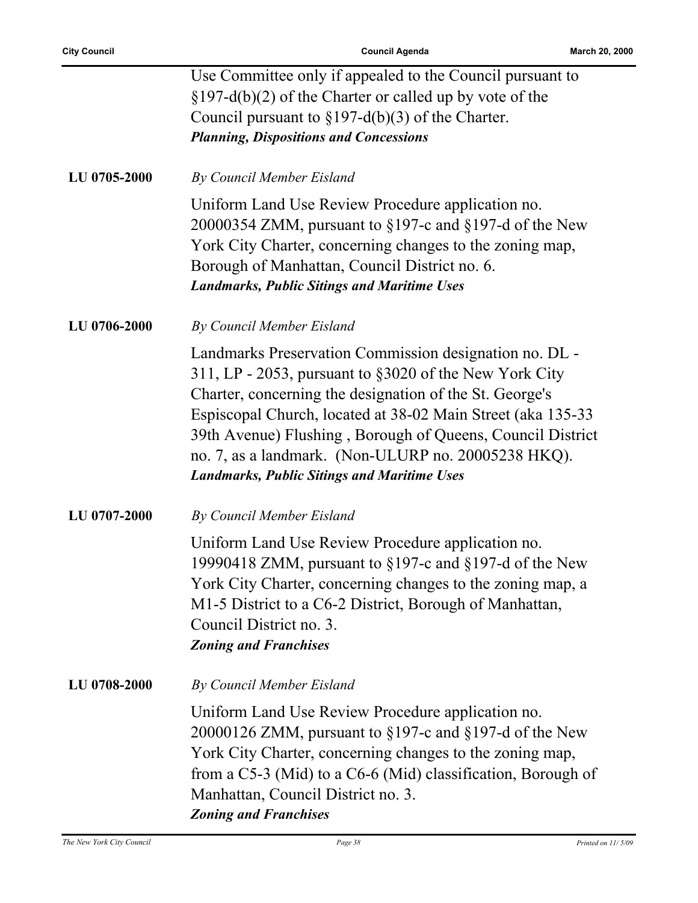Use Committee only if appealed to the Council pursuant to §197-d(b)(2) of the Charter or called up by vote of the Council pursuant to §197-d(b)(3) of the Charter.
***Planning, Dispositions and Concessions***

**LU 0705-2000** *By Council Member Eisland*

Uniform Land Use Review Procedure application no. 20000354 ZMM, pursuant to §197-c and §197-d of the New York City Charter, concerning changes to the zoning map, Borough of Manhattan, Council District no. 6.
***Landmarks, Public Sitings and Maritime Uses***

**LU 0706-2000** *By Council Member Eisland*

Landmarks Preservation Commission designation no. DL - 311, LP - 2053, pursuant to §3020 of the New York City Charter, concerning the designation of the St. George's Espiscopal Church, located at 38-02 Main Street (aka 135-33 39th Avenue) Flushing , Borough of Queens, Council District no. 7, as a landmark. (Non-ULURP no. 20005238 HKQ).
***Landmarks, Public Sitings and Maritime Uses***

**LU 0707-2000** *By Council Member Eisland*

Uniform Land Use Review Procedure application no. 19990418 ZMM, pursuant to §197-c and §197-d of the New York City Charter, concerning changes to the zoning map, a M1-5 District to a C6-2 District, Borough of Manhattan, Council District no. 3.
***Zoning and Franchises***

**LU 0708-2000** *By Council Member Eisland*

Uniform Land Use Review Procedure application no. 20000126 ZMM, pursuant to §197-c and §197-d of the New York City Charter, concerning changes to the zoning map, from a C5-3 (Mid) to a C6-6 (Mid) classification, Borough of Manhattan, Council District no. 3.
***Zoning and Franchises***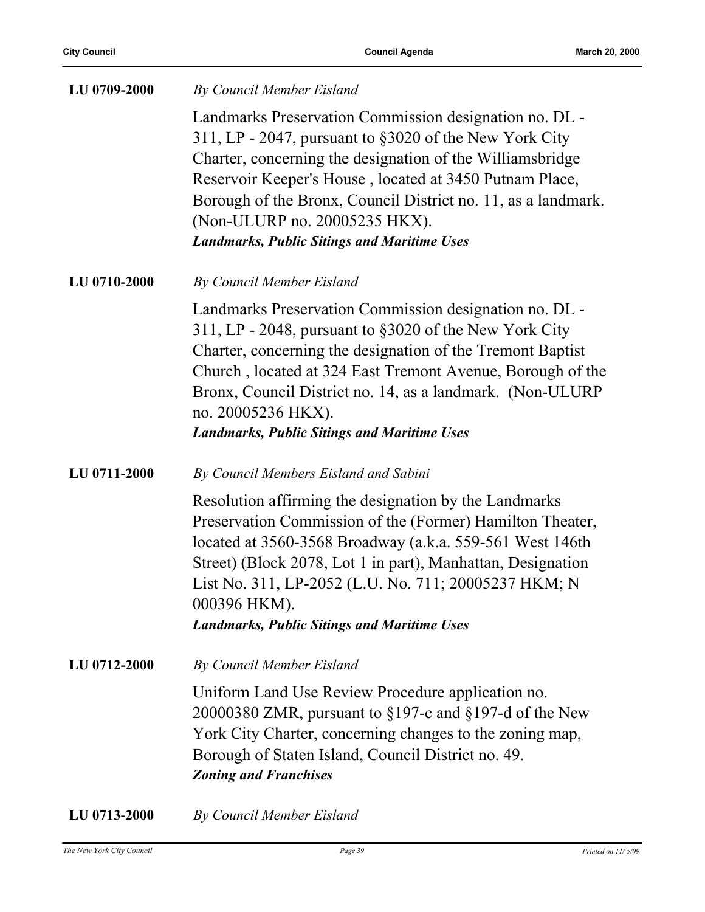**LU 0709-2000** *By Council Member Eisland*

Landmarks Preservation Commission designation no. DL - 311, LP - 2047, pursuant to §3020 of the New York City Charter, concerning the designation of the Williamsbridge Reservoir Keeper's House , located at 3450 Putnam Place, Borough of the Bronx, Council District no. 11, as a landmark. (Non-ULURP no. 20005235 HKX).

***Landmarks, Public Sitings and Maritime Uses***

**LU 0710-2000** *By Council Member Eisland*

Landmarks Preservation Commission designation no. DL - 311, LP - 2048, pursuant to §3020 of the New York City Charter, concerning the designation of the Tremont Baptist Church , located at 324 East Tremont Avenue, Borough of the Bronx, Council District no. 14, as a landmark. (Non-ULURP no. 20005236 HKX).

***Landmarks, Public Sitings and Maritime Uses***

**LU 0711-2000** *By Council Members Eisland and Sabini*

Resolution affirming the designation by the Landmarks Preservation Commission of the (Former) Hamilton Theater, located at 3560-3568 Broadway (a.k.a. 559-561 West 146th Street) (Block 2078, Lot 1 in part), Manhattan, Designation List No. 311, LP-2052 (L.U. No. 711; 20005237 HKM; N 000396 HKM).

***Landmarks, Public Sitings and Maritime Uses***

**LU 0712-2000** *By Council Member Eisland*

Uniform Land Use Review Procedure application no. 20000380 ZMR, pursuant to §197-c and §197-d of the New York City Charter, concerning changes to the zoning map, Borough of Staten Island, Council District no. 49.

***Zoning and Franchises***

**LU 0713-2000** *By Council Member Eisland*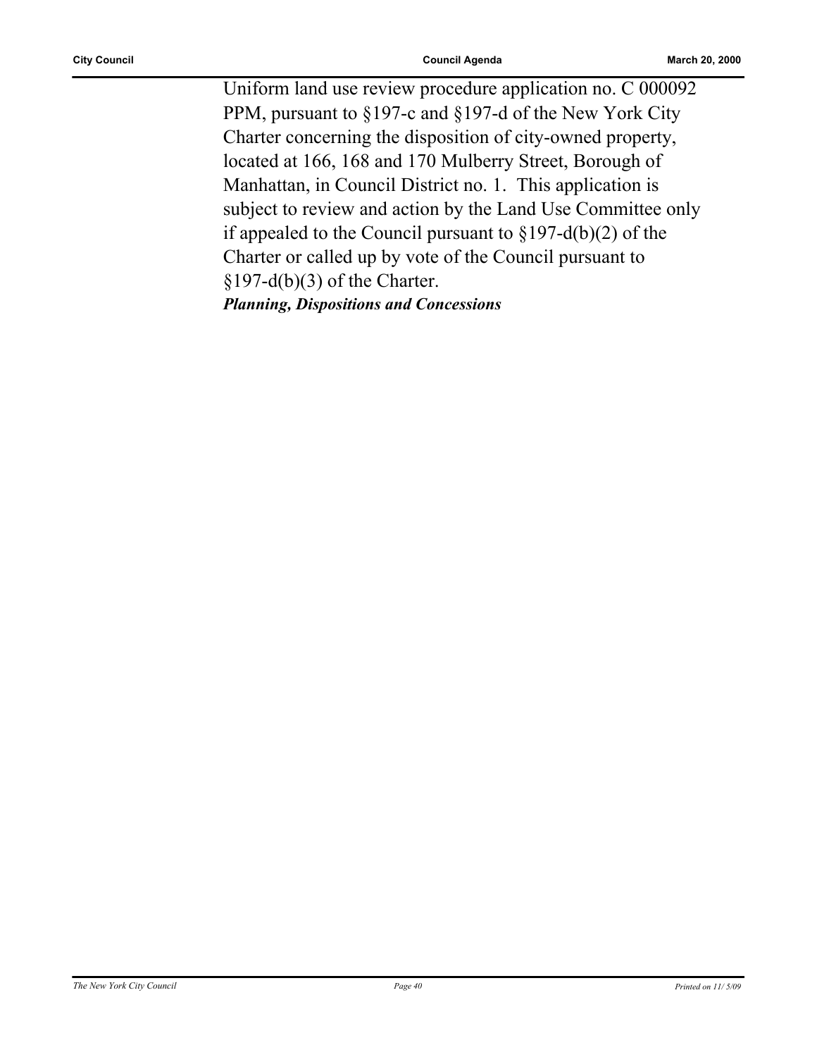Uniform land use review procedure application no. C 000092 PPM, pursuant to §197-c and §197-d of the New York City Charter concerning the disposition of city-owned property, located at 166, 168 and 170 Mulberry Street, Borough of Manhattan, in Council District no. 1. This application is subject to review and action by the Land Use Committee only if appealed to the Council pursuant to §197-d(b)(2) of the Charter or called up by vote of the Council pursuant to §197-d(b)(3) of the Charter.

***Planning, Dispositions and Concessions***